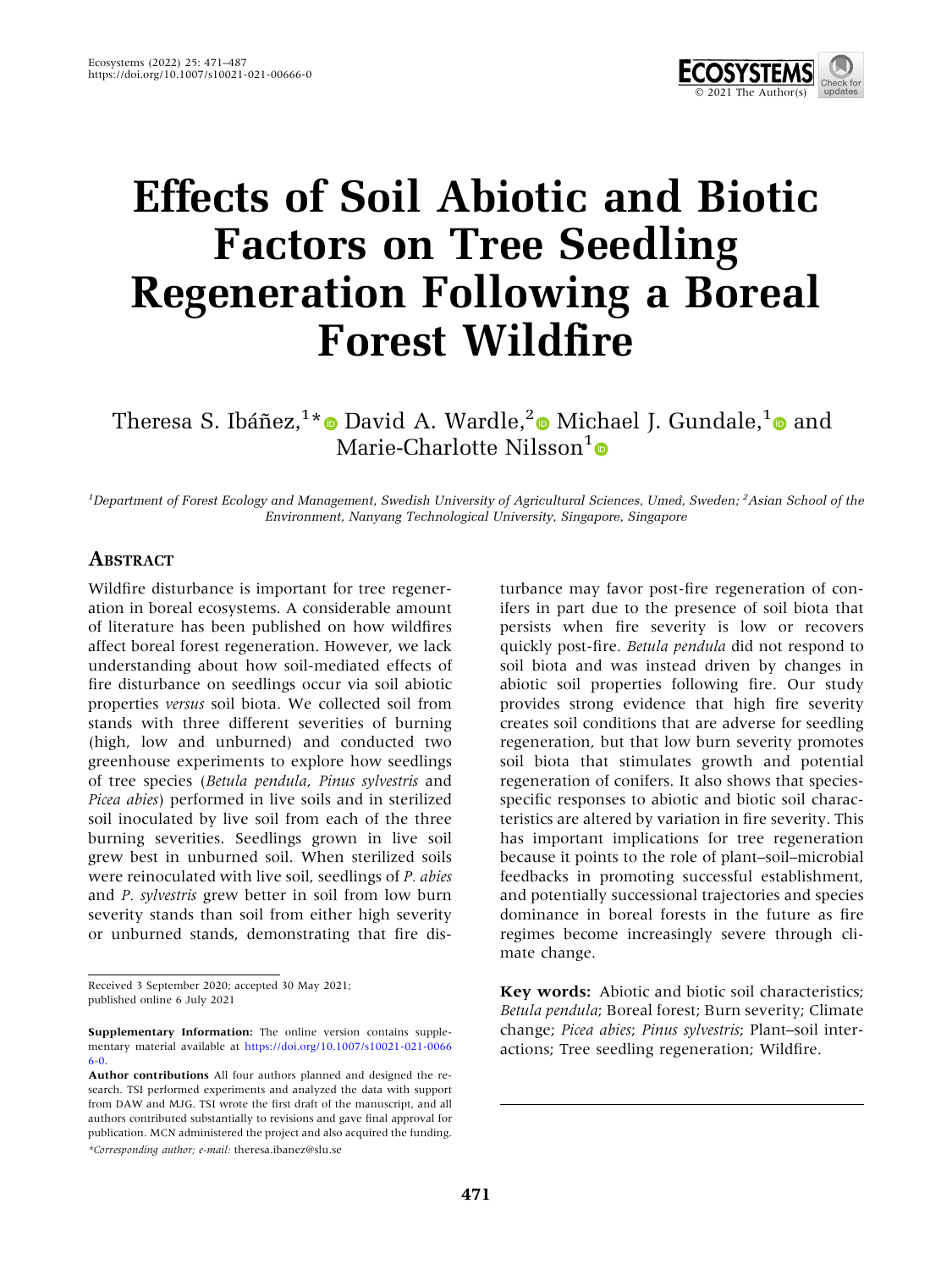# Effects of Soil Abiotic and Biotic Factors on Tree Seedling Regeneration Following a Boreal Forest Wildfire

Theresa S. Ibáñez,[1]* David A. Wardle,[2] Michael J. Gundale,[1] and Marie-Charlotte Nilsson[1]

[1]*Department of Forest Ecology and Management, Swedish University of Agricultural Sciences, Umeå, Sweden;* [2]*Asian School of the Environment, Nanyang Technological University, Singapore, Singapore*

## Abstract

Wildfire disturbance is important for tree regeneration in boreal ecosystems. A considerable amount of literature has been published on how wildfires affect boreal forest regeneration. However, we lack understanding about how soil-mediated effects of fire disturbance on seedlings occur via soil abiotic properties *versus* soil biota. We collected soil from stands with three different severities of burning (high, low and unburned) and conducted two greenhouse experiments to explore how seedlings of tree species (*Betula pendula*, *Pinus sylvestris* and *Picea abies*) performed in live soils and in sterilized soil inoculated by live soil from each of the three burning severities. Seedlings grown in live soil grew best in unburned soil. When sterilized soils were reinoculated with live soil, seedlings of *P. abies* and *P. sylvestris* grew better in soil from low burn severity stands than soil from either high severity or unburned stands, demonstrating that fire disturbance may favor post-fire regeneration of conifers in part due to the presence of soil biota that persists when fire severity is low or recovers quickly post-fire. *Betula pendula* did not respond to soil biota and was instead driven by changes in abiotic soil properties following fire. Our study provides strong evidence that high fire severity creates soil conditions that are adverse for seedling regeneration, but that low burn severity promotes soil biota that stimulates growth and potential regeneration of conifers. It also shows that species-specific responses to abiotic and biotic soil characteristics are altered by variation in fire severity. This has important implications for tree regeneration because it points to the role of plant–soil–microbial feedbacks in promoting successful establishment, and potentially successional trajectories and species dominance in boreal forests in the future as fire regimes become increasingly severe through climate change.

**Key words:** Abiotic and biotic soil characteristics; *Betula pendula*; Boreal forest; Burn severity; Climate change; *Picea abies*; *Pinus sylvestris*; Plant–soil interactions; Tree seedling regeneration; Wildfire.

---

Received 3 September 2020; accepted 30 May 2021; published online 6 July 2021

**Supplementary Information:** The online version contains supplementary material available at https://doi.org/10.1007/s10021-021-00666-0.

**Author contributions** All four authors planned and designed the research. TSI performed experiments and analyzed the data with support from DAW and MJG. TSI wrote the first draft of the manuscript, and all authors contributed substantially to revisions and gave final approval for publication. MCN administered the project and also acquired the funding.

*\*Corresponding author; e-mail:* theresa.ibanez@slu.se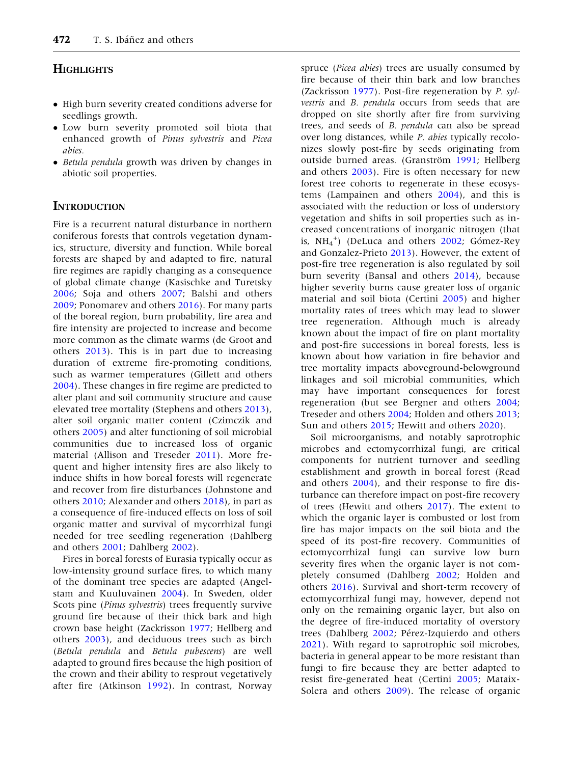## Highlights

- High burn severity created conditions adverse for seedlings growth.
- Low burn severity promoted soil biota that enhanced growth of *Pinus sylvestris* and *Picea abies*.
- *Betula pendula* growth was driven by changes in abiotic soil properties.

## Introduction

Fire is a recurrent natural disturbance in northern coniferous forests that controls vegetation dynamics, structure, diversity and function. While boreal forests are shaped by and adapted to fire, natural fire regimes are rapidly changing as a consequence of global climate change (Kasischke and Turetsky 2006; Soja and others 2007; Balshi and others 2009; Ponomarev and others 2016). For many parts of the boreal region, burn probability, fire area and fire intensity are projected to increase and become more common as the climate warms (de Groot and others 2013). This is in part due to increasing duration of extreme fire-promoting conditions, such as warmer temperatures (Gillett and others 2004). These changes in fire regime are predicted to alter plant and soil community structure and cause elevated tree mortality (Stephens and others 2013), alter soil organic matter content (Czimczik and others 2005) and alter functioning of soil microbial communities due to increased loss of organic material (Allison and Treseder 2011). More frequent and higher intensity fires are also likely to induce shifts in how boreal forests will regenerate and recover from fire disturbances (Johnstone and others 2010; Alexander and others 2018), in part as a consequence of fire-induced effects on loss of soil organic matter and survival of mycorrhizal fungi needed for tree seedling regeneration (Dahlberg and others 2001; Dahlberg 2002).

Fires in boreal forests of Eurasia typically occur as low-intensity ground surface fires, to which many of the dominant tree species are adapted (Angelstam and Kuuluvainen 2004). In Sweden, older Scots pine (*Pinus sylvestris*) trees frequently survive ground fire because of their thick bark and high crown base height (Zackrisson 1977; Hellberg and others 2003), and deciduous trees such as birch (*Betula pendula* and *Betula pubescens*) are well adapted to ground fires because the high position of the crown and their ability to resprout vegetatively after fire (Atkinson 1992). In contrast, Norway spruce (*Picea abies*) trees are usually consumed by fire because of their thin bark and low branches (Zackrisson 1977). Post-fire regeneration by *P. sylvestris* and *B. pendula* occurs from seeds that are dropped on site shortly after fire from surviving trees, and seeds of *B. pendula* can also be spread over long distances, while *P. abies* typically recolonizes slowly post-fire by seeds originating from outside burned areas. (Granström 1991; Hellberg and others 2003). Fire is often necessary for new forest tree cohorts to regenerate in these ecosystems (Lampainen and others 2004), and this is associated with the reduction or loss of understory vegetation and shifts in soil properties such as increased concentrations of inorganic nitrogen (that is, $NH_4^+$) (DeLuca and others 2002; Gómez-Rey and Gonzalez-Prieto 2013). However, the extent of post-fire tree regeneration is also regulated by soil burn severity (Bansal and others 2014), because higher severity burns cause greater loss of organic material and soil biota (Certini 2005) and higher mortality rates of trees which may lead to slower tree regeneration. Although much is already known about the impact of fire on plant mortality and post-fire successions in boreal forests, less is known about how variation in fire behavior and tree mortality impacts aboveground-belowground linkages and soil microbial communities, which may have important consequences for forest regeneration (but see Bergner and others 2004; Treseder and others 2004; Holden and others 2013; Sun and others 2015; Hewitt and others 2020).

Soil microorganisms, and notably saprotrophic microbes and ectomycorrhizal fungi, are critical components for nutrient turnover and seedling establishment and growth in boreal forest (Read and others 2004), and their response to fire disturbance can therefore impact on post-fire recovery of trees (Hewitt and others 2017). The extent to which the organic layer is combusted or lost from fire has major impacts on the soil biota and the speed of its post-fire recovery. Communities of ectomycorrhizal fungi can survive low burn severity fires when the organic layer is not completely consumed (Dahlberg 2002; Holden and others 2016). Survival and short-term recovery of ectomycorrhizal fungi may, however, depend not only on the remaining organic layer, but also on the degree of fire-induced mortality of overstory trees (Dahlberg 2002; Pérez-Izquierdo and others 2021). With regard to saprotrophic soil microbes, bacteria in general appear to be more resistant than fungi to fire because they are better adapted to resist fire-generated heat (Certini 2005; Mataix-Solera and others 2009). The release of organic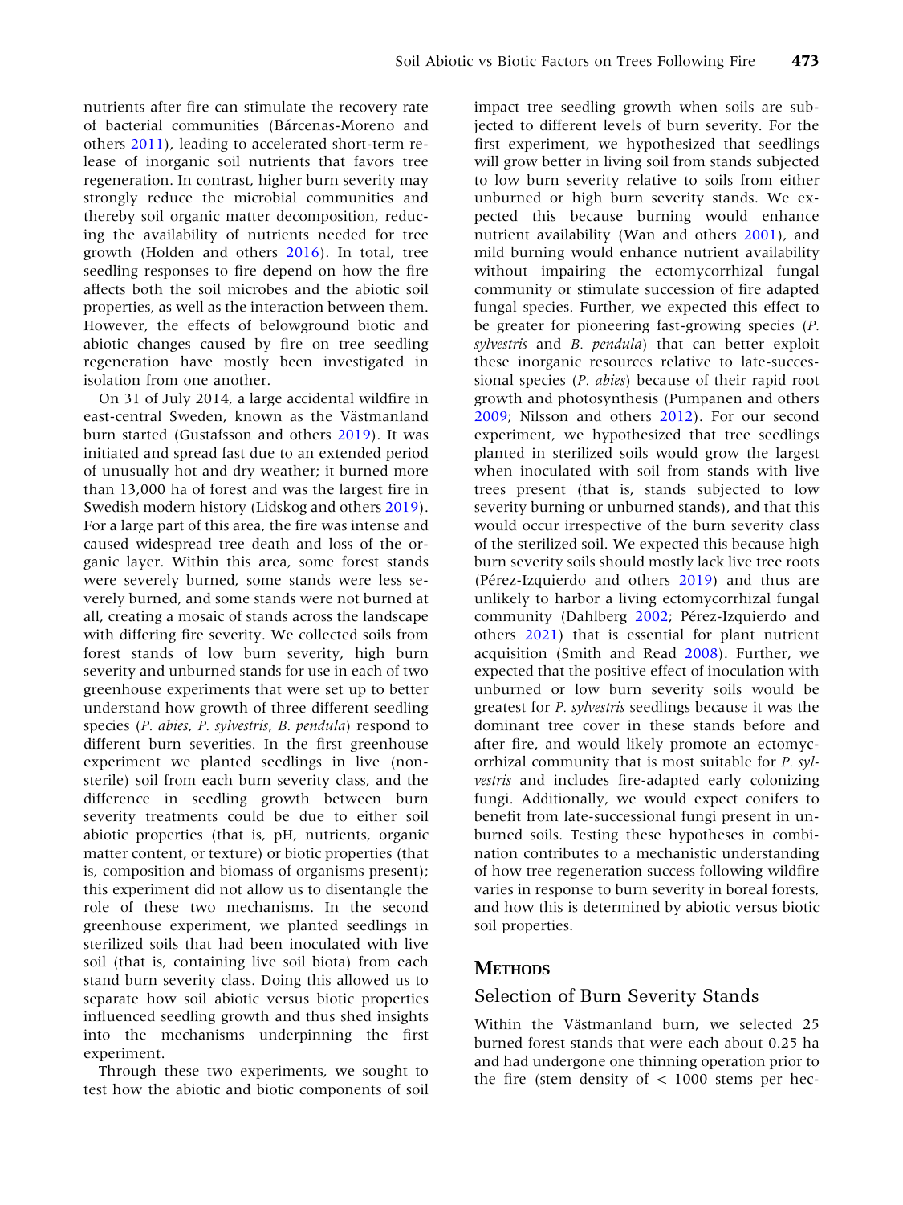nutrients after fire can stimulate the recovery rate of bacterial communities (Bárcenas-Moreno and others 2011), leading to accelerated short-term release of inorganic soil nutrients that favors tree regeneration. In contrast, higher burn severity may strongly reduce the microbial communities and thereby soil organic matter decomposition, reducing the availability of nutrients needed for tree growth (Holden and others 2016). In total, tree seedling responses to fire depend on how the fire affects both the soil microbes and the abiotic soil properties, as well as the interaction between them. However, the effects of belowground biotic and abiotic changes caused by fire on tree seedling regeneration have mostly been investigated in isolation from one another.

On 31 of July 2014, a large accidental wildfire in east-central Sweden, known as the Västmanland burn started (Gustafsson and others 2019). It was initiated and spread fast due to an extended period of unusually hot and dry weather; it burned more than 13,000 ha of forest and was the largest fire in Swedish modern history (Lidskog and others 2019). For a large part of this area, the fire was intense and caused widespread tree death and loss of the organic layer. Within this area, some forest stands were severely burned, some stands were less severely burned, and some stands were not burned at all, creating a mosaic of stands across the landscape with differing fire severity. We collected soils from forest stands of low burn severity, high burn severity and unburned stands for use in each of two greenhouse experiments that were set up to better understand how growth of three different seedling species (*P. abies*, *P. sylvestris*, *B. pendula*) respond to different burn severities. In the first greenhouse experiment we planted seedlings in live (non-sterile) soil from each burn severity class, and the difference in seedling growth between burn severity treatments could be due to either soil abiotic properties (that is, pH, nutrients, organic matter content, or texture) or biotic properties (that is, composition and biomass of organisms present); this experiment did not allow us to disentangle the role of these two mechanisms. In the second greenhouse experiment, we planted seedlings in sterilized soils that had been inoculated with live soil (that is, containing live soil biota) from each stand burn severity class. Doing this allowed us to separate how soil abiotic versus biotic properties influenced seedling growth and thus shed insights into the mechanisms underpinning the first experiment.

Through these two experiments, we sought to test how the abiotic and biotic components of soil impact tree seedling growth when soils are subjected to different levels of burn severity. For the first experiment, we hypothesized that seedlings will grow better in living soil from stands subjected to low burn severity relative to soils from either unburned or high burn severity stands. We expected this because burning would enhance nutrient availability (Wan and others 2001), and mild burning would enhance nutrient availability without impairing the ectomycorrhizal fungal community or stimulate succession of fire adapted fungal species. Further, we expected this effect to be greater for pioneering fast-growing species (*P. sylvestris* and *B. pendula*) that can better exploit these inorganic resources relative to late-successional species (*P. abies*) because of their rapid root growth and photosynthesis (Pumpanen and others 2009; Nilsson and others 2012). For our second experiment, we hypothesized that tree seedlings planted in sterilized soils would grow the largest when inoculated with soil from stands with live trees present (that is, stands subjected to low severity burning or unburned stands), and that this would occur irrespective of the burn severity class of the sterilized soil. We expected this because high burn severity soils should mostly lack live tree roots (Pérez-Izquierdo and others 2019) and thus are unlikely to harbor a living ectomycorrhizal fungal community (Dahlberg 2002; Pérez-Izquierdo and others 2021) that is essential for plant nutrient acquisition (Smith and Read 2008). Further, we expected that the positive effect of inoculation with unburned or low burn severity soils would be greatest for *P. sylvestris* seedlings because it was the dominant tree cover in these stands before and after fire, and would likely promote an ectomycorrhizal community that is most suitable for *P. sylvestris* and includes fire-adapted early colonizing fungi. Additionally, we would expect conifers to benefit from late-successional fungi present in unburned soils. Testing these hypotheses in combination contributes to a mechanistic understanding of how tree regeneration success following wildfire varies in response to burn severity in boreal forests, and how this is determined by abiotic versus biotic soil properties.

## Methods

### Selection of Burn Severity Stands

Within the Västmanland burn, we selected 25 burned forest stands that were each about 0.25 ha and had undergone one thinning operation prior to the fire (stem density of < 1000 stems per hec-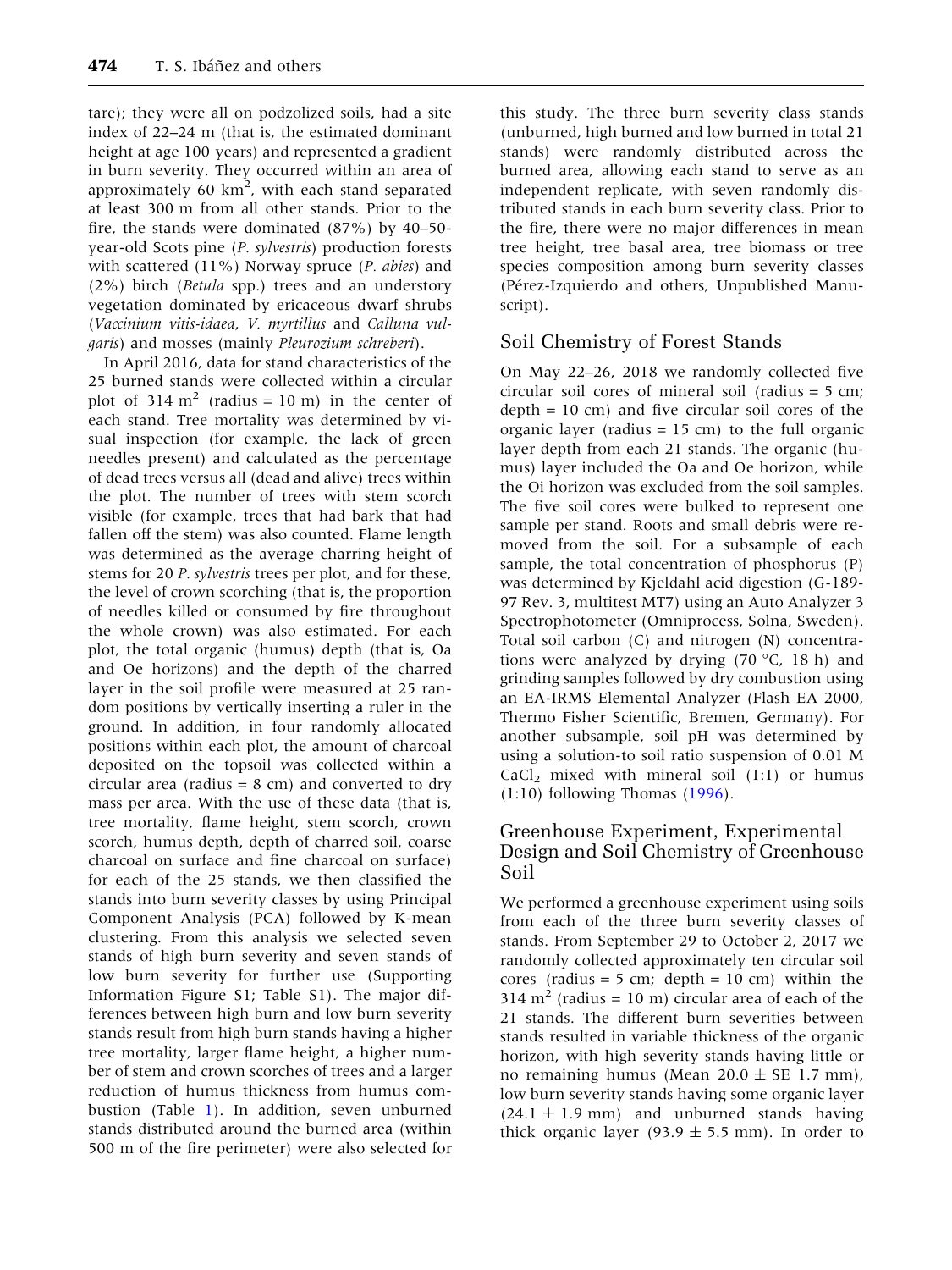tare); they were all on podzolized soils, had a site index of 22–24 m (that is, the estimated dominant height at age 100 years) and represented a gradient in burn severity. They occurred within an area of approximately 60 $km^2$, with each stand separated at least 300 m from all other stands. Prior to the fire, the stands were dominated (87%) by 40–50-year-old Scots pine (*P. sylvestris*) production forests with scattered (11%) Norway spruce (*P. abies*) and (2%) birch (*Betula* spp.) trees and an understory vegetation dominated by ericaceous dwarf shrubs (*Vaccinium vitis-idaea*, *V. myrtillus* and *Calluna vulgaris*) and mosses (mainly *Pleurozium schreberi*).

In April 2016, data for stand characteristics of the 25 burned stands were collected within a circular plot of 314 $m^2$ (radius = 10 m) in the center of each stand. Tree mortality was determined by visual inspection (for example, the lack of green needles present) and calculated as the percentage of dead trees versus all (dead and alive) trees within the plot. The number of trees with stem scorch visible (for example, trees that had bark that had fallen off the stem) was also counted. Flame length was determined as the average charring height of stems for 20 *P. sylvestris* trees per plot, and for these, the level of crown scorching (that is, the proportion of needles killed or consumed by fire throughout the whole crown) was also estimated. For each plot, the total organic (humus) depth (that is, Oa and Oe horizons) and the depth of the charred layer in the soil profile were measured at 25 random positions by vertically inserting a ruler in the ground. In addition, in four randomly allocated positions within each plot, the amount of charcoal deposited on the topsoil was collected within a circular area (radius = 8 cm) and converted to dry mass per area. With the use of these data (that is, tree mortality, flame height, stem scorch, crown scorch, humus depth, depth of charred soil, coarse charcoal on surface and fine charcoal on surface) for each of the 25 stands, we then classified the stands into burn severity classes by using Principal Component Analysis (PCA) followed by K-mean clustering. From this analysis we selected seven stands of high burn severity and seven stands of low burn severity for further use (Supporting Information Figure S1; Table S1). The major differences between high burn and low burn severity stands result from high burn stands having a higher tree mortality, larger flame height, a higher number of stem and crown scorches of trees and a larger reduction of humus thickness from humus combustion (Table 1). In addition, seven unburned stands distributed around the burned area (within 500 m of the fire perimeter) were also selected for this study. The three burn severity class stands (unburned, high burned and low burned in total 21 stands) were randomly distributed across the burned area, allowing each stand to serve as an independent replicate, with seven randomly distributed stands in each burn severity class. Prior to the fire, there were no major differences in mean tree height, tree basal area, tree biomass or tree species composition among burn severity classes (Pérez-Izquierdo and others, Unpublished Manuscript).

## Soil Chemistry of Forest Stands

On May 22–26, 2018 we randomly collected five circular soil cores of mineral soil (radius = 5 cm; depth = 10 cm) and five circular soil cores of the organic layer (radius = 15 cm) to the full organic layer depth from each 21 stands. The organic (humus) layer included the Oa and Oe horizon, while the Oi horizon was excluded from the soil samples. The five soil cores were bulked to represent one sample per stand. Roots and small debris were removed from the soil. For a subsample of each sample, the total concentration of phosphorus (P) was determined by Kjeldahl acid digestion (G-189-97 Rev. 3, multitest MT7) using an Auto Analyzer 3 Spectrophotometer (Omniprocess, Solna, Sweden). Total soil carbon (C) and nitrogen (N) concentrations were analyzed by drying (70 °C, 18 h) and grinding samples followed by dry combustion using an EA-IRMS Elemental Analyzer (Flash EA 2000, Thermo Fisher Scientific, Bremen, Germany). For another subsample, soil pH was determined by using a solution-to soil ratio suspension of 0.01 M $CaCl_2$ mixed with mineral soil (1:1) or humus (1:10) following Thomas (1996).

## Greenhouse Experiment, Experimental Design and Soil Chemistry of Greenhouse Soil

We performed a greenhouse experiment using soils from each of the three burn severity classes of stands. From September 29 to October 2, 2017 we randomly collected approximately ten circular soil cores (radius = 5 cm; depth = 10 cm) within the 314 $m^2$ (radius = 10 m) circular area of each of the 21 stands. The different burn severities between stands resulted in variable thickness of the organic horizon, with high severity stands having little or no remaining humus (Mean 20.0 ± SE 1.7 mm), low burn severity stands having some organic layer (24.1 ± 1.9 mm) and unburned stands having thick organic layer (93.9 ± 5.5 mm). In order to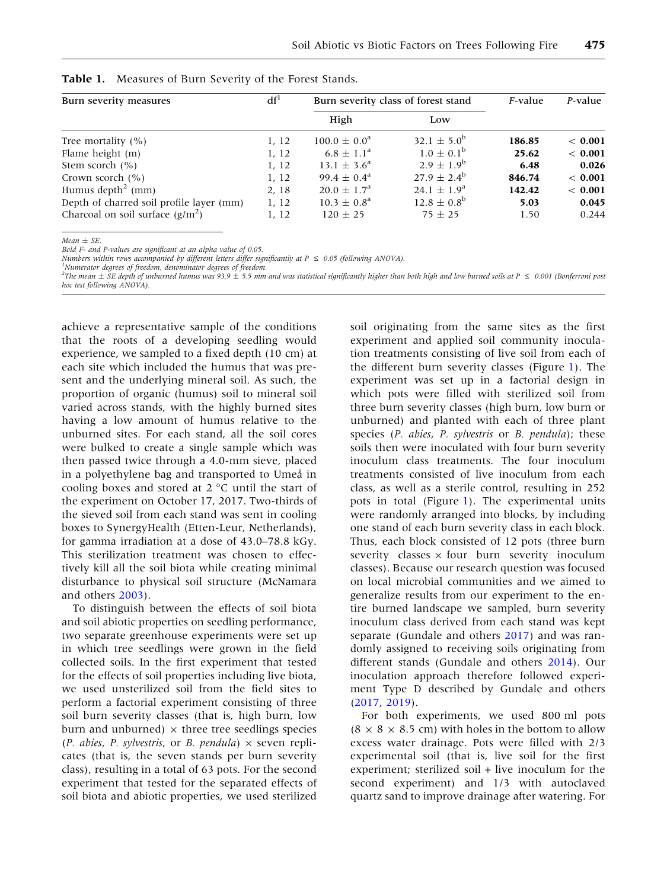**Table 1.** Measures of Burn Severity of the Forest Stands.

| Burn severity measures | df[1] | Burn severity class of forest stand | | *F*-value | *P*-value |
|---|---|---|---|---|---|
| | | High | Low | | |
| Tree mortality (%) | 1, 12 | 100.0 ± 0.0[a] | 32.1 ± 5.0[b] | **186.85** | **< 0.001** |
| Flame height (m) | 1, 12 | 6.8 ± 1.1[a] | 1.0 ± 0.1[b] | **25.62** | **< 0.001** |
| Stem scorch (%) | 1, 12 | 13.1 ± 3.6[a] | 2.9 ± 1.9[b] | **6.48** | **0.026** |
| Crown scorch (%) | 1, 12 | 99.4 ± 0.4[a] | 27.9 ± 2.4[b] | **846.74** | **< 0.001** |
| Humus depth[2] (mm) | 2, 18 | 20.0 ± 1.7[a] | 24.1 ± 1.9[a] | **142.42** | **< 0.001** |
| Depth of charred soil profile layer (mm) | 1, 12 | 10.3 ± 0.8[a] | 12.8 ± 0.8[b] | **5.03** | **0.045** |
| Charcoal on soil surface ($g/m^2$) | 1, 12 | 120 ± 25 | 75 ± 25 | 1.50 | 0.244 |

*Mean ± SE.*
*Bold F- and P-values are significant at an alpha value of 0.05.*
*Numbers within rows accompanied by different letters differ significantly at P ≤ 0.05 (following ANOVA).*
[1]*Numerator degrees of freedom, denominator degrees of freedom.*
[2]*The mean ± SE depth of unburned humus was 93.9 ± 5.5 mm and was statistical significantly higher than both high and low burned soils at P ≤ 0.001 (Bonferroni post hoc test following ANOVA).*

achieve a representative sample of the conditions that the roots of a developing seedling would experience, we sampled to a fixed depth (10 cm) at each site which included the humus that was present and the underlying mineral soil. As such, the proportion of organic (humus) soil to mineral soil varied across stands, with the highly burned sites having a low amount of humus relative to the unburned sites. For each stand, all the soil cores were bulked to create a single sample which was then passed twice through a 4.0-mm sieve, placed in a polyethylene bag and transported to Umeå in cooling boxes and stored at 2 °C until the start of the experiment on October 17, 2017. Two-thirds of the sieved soil from each stand was sent in cooling boxes to SynergyHealth (Etten-Leur, Netherlands), for gamma irradiation at a dose of 43.0–78.8 kGy. This sterilization treatment was chosen to effectively kill all the soil biota while creating minimal disturbance to physical soil structure (McNamara and others 2003).

To distinguish between the effects of soil biota and soil abiotic properties on seedling performance, two separate greenhouse experiments were set up in which tree seedlings were grown in the field collected soils. In the first experiment that tested for the effects of soil properties including live biota, we used unsterilized soil from the field sites to perform a factorial experiment consisting of three soil burn severity classes (that is, high burn, low burn and unburned) × three tree seedlings species (*P. abies*, *P. sylvestris*, or *B. pendula*) × seven replicates (that is, the seven stands per burn severity class), resulting in a total of 63 pots. For the second experiment that tested for the separated effects of soil biota and abiotic properties, we used sterilized soil originating from the same sites as the first experiment and applied soil community inoculation treatments consisting of live soil from each of the different burn severity classes (Figure 1). The experiment was set up in a factorial design in which pots were filled with sterilized soil from three burn severity classes (high burn, low burn or unburned) and planted with each of three plant species (*P. abies*, *P. sylvestris* or *B. pendula*); these soils then were inoculated with four burn severity inoculum class treatments. The four inoculum treatments consisted of live inoculum from each class, as well as a sterile control, resulting in 252 pots in total (Figure 1). The experimental units were randomly arranged into blocks, by including one stand of each burn severity class in each block. Thus, each block consisted of 12 pots (three burn severity classes × four burn severity inoculum classes). Because our research question was focused on local microbial communities and we aimed to generalize results from our experiment to the entire burned landscape we sampled, burn severity inoculum class derived from each stand was kept separate (Gundale and others 2017) and was randomly assigned to receiving soils originating from different stands (Gundale and others 2014). Our inoculation approach therefore followed experiment Type D described by Gundale and others (2017, 2019).

For both experiments, we used 800 ml pots (8 × 8 × 8.5 cm) with holes in the bottom to allow excess water drainage. Pots were filled with 2/3 experimental soil (that is, live soil for the first experiment; sterilized soil + live inoculum for the second experiment) and 1/3 with autoclaved quartz sand to improve drainage after watering. For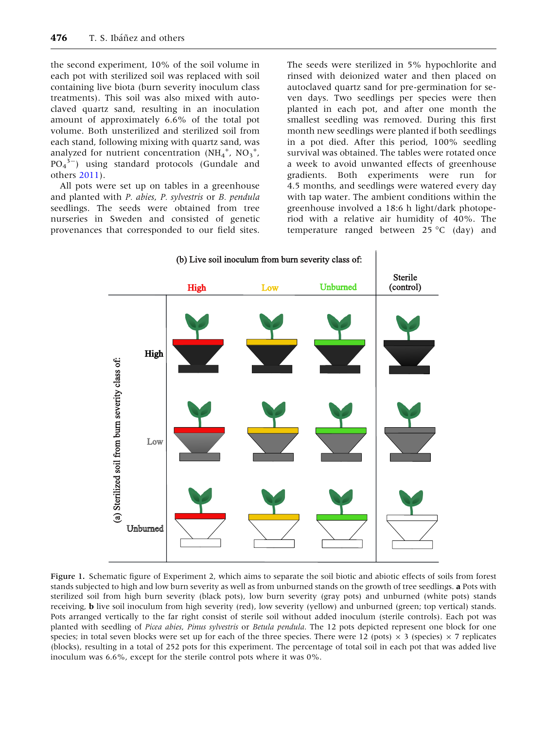the second experiment, 10% of the soil volume in each pot with sterilized soil was replaced with soil containing live biota (burn severity inoculum class treatments). This soil was also mixed with autoclaved quartz sand, resulting in an inoculation amount of approximately 6.6% of the total pot volume. Both unsterilized and sterilized soil from each stand, following mixing with quartz sand, was analyzed for nutrient concentration ($NH_4^+$, $NO_3^+$, $PO_4^{3-}$) using standard protocols (Gundale and others 2011).

All pots were set up on tables in a greenhouse and planted with *P. abies*, *P. sylvestris* or *B. pendula* seedlings. The seeds were obtained from tree nurseries in Sweden and consisted of genetic provenances that corresponded to our field sites. The seeds were sterilized in 5% hypochlorite and rinsed with deionized water and then placed on autoclaved quartz sand for pre-germination for seven days. Two seedlings per species were then planted in each pot, and after one month the smallest seedling was removed. During this first month new seedlings were planted if both seedlings in a pot died. After this period, 100% seedling survival was obtained. The tables were rotated once a week to avoid unwanted effects of greenhouse gradients. Both experiments were run for 4.5 months, and seedlings were watered every day with tap water. The ambient conditions within the greenhouse involved a 18:6 h light/dark photoperiod with a relative air humidity of 40%. The temperature ranged between 25 °C (day) and

Figure 1. Schematic figure of Experiment 2, which aims to separate the soil biotic and abiotic effects of soils from forest stands subjected to high and low burn severity as well as from unburned stands on the growth of tree seedlings. **a** Pots with sterilized soil from high burn severity (black pots), low burn severity (gray pots) and unburned (white pots) stands receiving, **b** live soil inoculum from high severity (red), low severity (yellow) and unburned (green; top vertical) stands. Pots arranged vertically to the far right consist of sterile soil without added inoculum (sterile controls). Each pot was planted with seedling of *Picea abies*, *Pinus sylvestris* or *Betula pendula*. The 12 pots depicted represent one block for one species; in total seven blocks were set up for each of the three species. There were 12 (pots) × 3 (species) × 7 replicates (blocks), resulting in a total of 252 pots for this experiment. The percentage of total soil in each pot that was added live inoculum was 6.6%, except for the sterile control pots where it was 0%.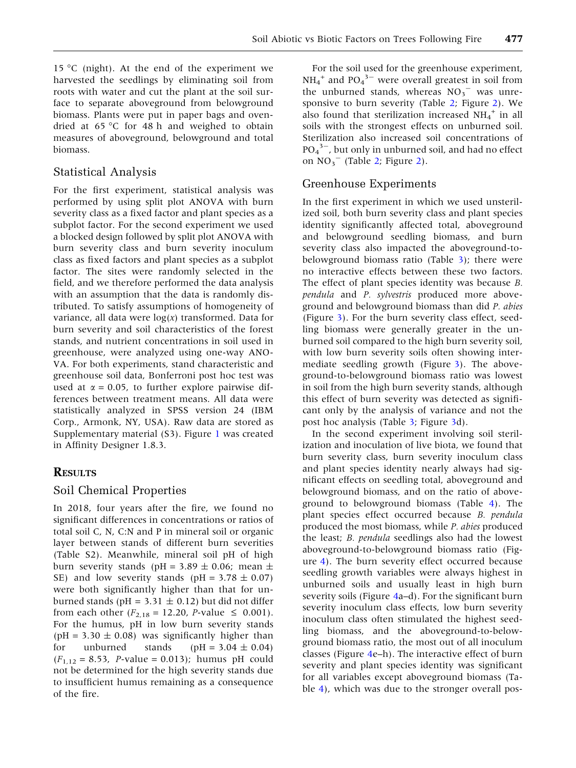15 °C (night). At the end of the experiment we harvested the seedlings by eliminating soil from roots with water and cut the plant at the soil surface to separate aboveground from belowground biomass. Plants were put in paper bags and oven-dried at 65 °C for 48 h and weighed to obtain measures of aboveground, belowground and total biomass.

## Statistical Analysis

For the first experiment, statistical analysis was performed by using split plot ANOVA with burn severity class as a fixed factor and plant species as a subplot factor. For the second experiment we used a blocked design followed by split plot ANOVA with burn severity class and burn severity inoculum class as fixed factors and plant species as a subplot factor. The sites were randomly selected in the field, and we therefore performed the data analysis with an assumption that the data is randomly distributed. To satisfy assumptions of homogeneity of variance, all data were log($x$) transformed. Data for burn severity and soil characteristics of the forest stands, and nutrient concentrations in soil used in greenhouse, were analyzed using one-way ANOVA. For both experiments, stand characteristic and greenhouse soil data, Bonferroni post hoc test was used at $\alpha = 0.05$, to further explore pairwise differences between treatment means. All data were statistically analyzed in SPSS version 24 (IBM Corp., Armonk, NY, USA). Raw data are stored as Supplementary material (S3). Figure 1 was created in Affinity Designer 1.8.3.

# RESULTS

## Soil Chemical Properties

In 2018, four years after the fire, we found no significant differences in concentrations or ratios of total soil C, N, C:N and P in mineral soil or organic layer between stands of different burn severities (Table S2). Meanwhile, mineral soil pH of high burn severity stands (pH = 3.89 ± 0.06; mean ± SE) and low severity stands (pH = 3.78 ± 0.07) were both significantly higher than that for unburned stands (pH = 3.31 ± 0.12) but did not differ from each other ($F_{2,18} = 12.20$, $P$-value $\leq 0.001$). For the humus, pH in low burn severity stands (pH = 3.30 ± 0.08) was significantly higher than for unburned stands (pH = 3.04 ± 0.04) ($F_{1,12} = 8.53$, $P$-value = 0.013); humus pH could not be determined for the high severity stands due to insufficient humus remaining as a consequence of the fire.

For the soil used for the greenhouse experiment, $NH_4^+$ and $PO_4^{3-}$ were overall greatest in soil from the unburned stands, whereas $NO_3^-$ was unresponsive to burn severity (Table 2; Figure 2). We also found that sterilization increased $NH_4^+$ in all soils with the strongest effects on unburned soil. Sterilization also increased soil concentrations of $PO_4^{3-}$, but only in unburned soil, and had no effect on $NO_3^-$ (Table 2; Figure 2).

## Greenhouse Experiments

In the first experiment in which we used unsterilized soil, both burn severity class and plant species identity significantly affected total, aboveground and belowground seedling biomass, and burn severity class also impacted the aboveground-to-belowground biomass ratio (Table 3); there were no interactive effects between these two factors. The effect of plant species identity was because *B. pendula* and *P. sylvestris* produced more aboveground and belowground biomass than did *P. abies* (Figure 3). For the burn severity class effect, seedling biomass were generally greater in the unburned soil compared to the high burn severity soil, with low burn severity soils often showing intermediate seedling growth (Figure 3). The aboveground-to-belowground biomass ratio was lowest in soil from the high burn severity stands, although this effect of burn severity was detected as significant only by the analysis of variance and not the post hoc analysis (Table 3; Figure 3d).

In the second experiment involving soil sterilization and inoculation of live biota, we found that burn severity class, burn severity inoculum class and plant species identity nearly always had significant effects on seedling total, aboveground and belowground biomass, and on the ratio of aboveground to belowground biomass (Table 4). The plant species effect occurred because *B. pendula* produced the most biomass, while *P. abies* produced the least; *B. pendula* seedlings also had the lowest aboveground-to-belowground biomass ratio (Figure 4). The burn severity effect occurred because seedling growth variables were always highest in unburned soils and usually least in high burn severity soils (Figure 4a–d). For the significant burn severity inoculum class effects, low burn severity inoculum class often stimulated the highest seedling biomass, and the aboveground-to-belowground biomass ratio, the most out of all inoculum classes (Figure 4e–h). The interactive effect of burn severity and plant species identity was significant for all variables except aboveground biomass (Table 4), which was due to the stronger overall pos-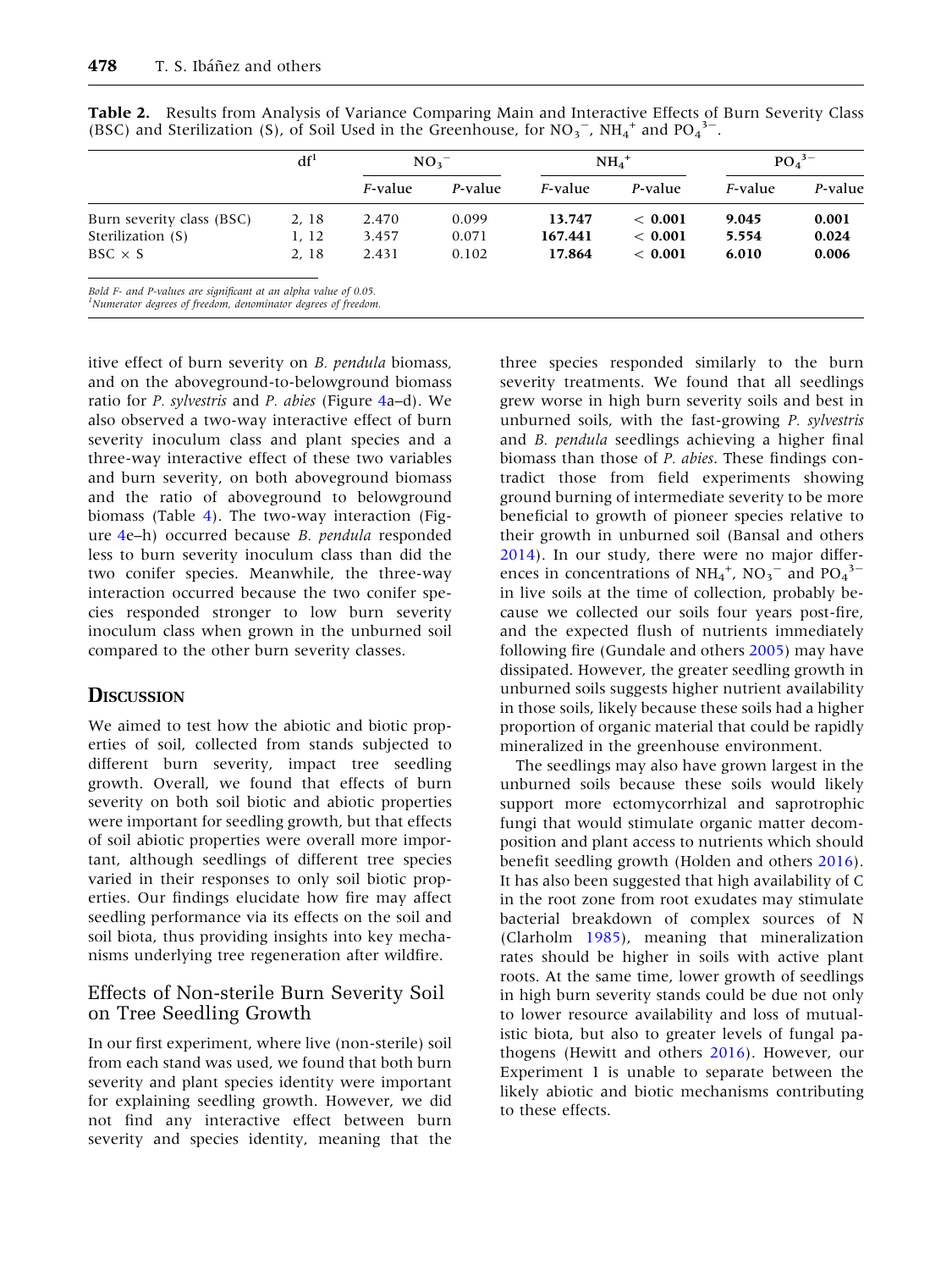**Table 2.** Results from Analysis of Variance Comparing Main and Interactive Effects of Burn Severity Class (BSC) and Sterilization (S), of Soil Used in the Greenhouse, for $NO_3^-$, $NH_4^+$ and $PO_4^{3-}$.

| | df[1] | $NO_3^-$ | | $NH_4^+$ | | $PO_4^{3-}$ | |
|---|---|---|---|---|---|---|---|
| | | *F*-value | *P*-value | *F*-value | *P*-value | *F*-value | *P*-value |
| Burn severity class (BSC) | 2, 18 | 2.470 | 0.099 | **13.747** | **< 0.001** | **9.045** | **0.001** |
| Sterilization (S) | 1, 12 | 3.457 | 0.071 | **167.441** | **< 0.001** | **5.554** | **0.024** |
| BSC × S | 2, 18 | 2.431 | 0.102 | **17.864** | **< 0.001** | **6.010** | **0.006** |

*Bold F- and P-values are significant at an alpha value of 0.05.*
[1]*Numerator degrees of freedom, denominator degrees of freedom.*

itive effect of burn severity on *B. pendula* biomass, and on the aboveground-to-belowground biomass ratio for *P. sylvestris* and *P. abies* (Figure 4a–d). We also observed a two-way interactive effect of burn severity inoculum class and plant species and a three-way interactive effect of these two variables and burn severity, on both aboveground biomass and the ratio of aboveground to belowground biomass (Table 4). The two-way interaction (Figure 4e–h) occurred because *B. pendula* responded less to burn severity inoculum class than did the two conifer species. Meanwhile, the three-way interaction occurred because the two conifer species responded stronger to low burn severity inoculum class when grown in the unburned soil compared to the other burn severity classes.

## Discussion

We aimed to test how the abiotic and biotic properties of soil, collected from stands subjected to different burn severity, impact tree seedling growth. Overall, we found that effects of burn severity on both soil biotic and abiotic properties were important for seedling growth, but that effects of soil abiotic properties were overall more important, although seedlings of different tree species varied in their responses to only soil biotic properties. Our findings elucidate how fire may affect seedling performance via its effects on the soil and soil biota, thus providing insights into key mechanisms underlying tree regeneration after wildfire.

### Effects of Non-sterile Burn Severity Soil on Tree Seedling Growth

In our first experiment, where live (non-sterile) soil from each stand was used, we found that both burn severity and plant species identity were important for explaining seedling growth. However, we did not find any interactive effect between burn severity and species identity, meaning that the three species responded similarly to the burn severity treatments. We found that all seedlings grew worse in high burn severity soils and best in unburned soils, with the fast-growing *P. sylvestris* and *B. pendula* seedlings achieving a higher final biomass than those of *P. abies*. These findings contradict those from field experiments showing ground burning of intermediate severity to be more beneficial to growth of pioneer species relative to their growth in unburned soil (Bansal and others 2014). In our study, there were no major differences in concentrations of $NH_4^+$, $NO_3^-$ and $PO_4^{3-}$ in live soils at the time of collection, probably because we collected our soils four years post-fire, and the expected flush of nutrients immediately following fire (Gundale and others 2005) may have dissipated. However, the greater seedling growth in unburned soils suggests higher nutrient availability in those soils, likely because these soils had a higher proportion of organic material that could be rapidly mineralized in the greenhouse environment.

The seedlings may also have grown largest in the unburned soils because these soils would likely support more ectomycorrhizal and saprotrophic fungi that would stimulate organic matter decomposition and plant access to nutrients which should benefit seedling growth (Holden and others 2016). It has also been suggested that high availability of C in the root zone from root exudates may stimulate bacterial breakdown of complex sources of N (Clarholm 1985), meaning that mineralization rates should be higher in soils with active plant roots. At the same time, lower growth of seedlings in high burn severity stands could be due not only to lower resource availability and loss of mutualistic biota, but also to greater levels of fungal pathogens (Hewitt and others 2016). However, our Experiment 1 is unable to separate between the likely abiotic and biotic mechanisms contributing to these effects.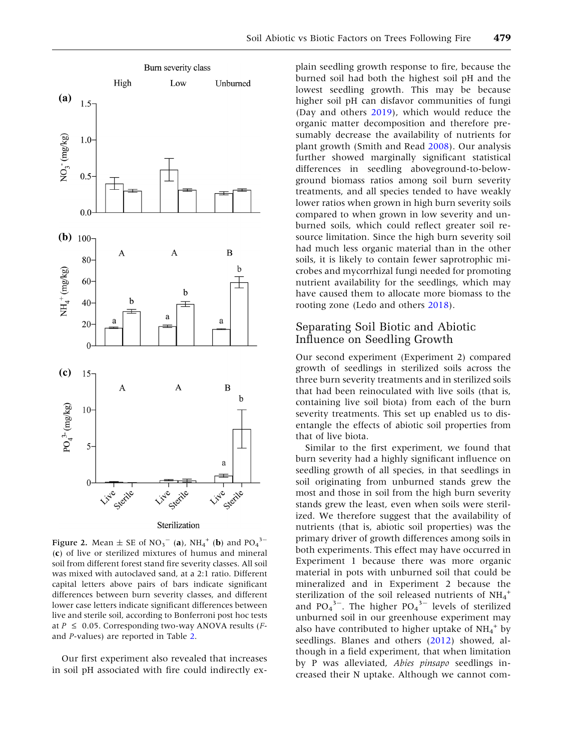**Figure 2.** Mean ± SE of $NO_3^-$ (**a**), $NH_4^+$ (**b**) and $PO_4^{3-}$ (**c**) of live or sterilized mixtures of humus and mineral soil from different forest stand fire severity classes. All soil was mixed with autoclaved sand, at a 2:1 ratio. Different capital letters above pairs of bars indicate significant differences between burn severity classes, and different lower case letters indicate significant differences between live and sterile soil, according to Bonferroni post hoc tests at $P \leq 0.05$. Corresponding two-way ANOVA results ($F$- and $P$-values) are reported in Table 2.

Our first experiment also revealed that increases in soil pH associated with fire could indirectly explain seedling growth response to fire, because the burned soil had both the highest soil pH and the lowest seedling growth. This may be because higher soil pH can disfavor communities of fungi (Day and others 2019), which would reduce the organic matter decomposition and therefore presumably decrease the availability of nutrients for plant growth (Smith and Read 2008). Our analysis further showed marginally significant statistical differences in seedling aboveground-to-belowground biomass ratios among soil burn severity treatments, and all species tended to have weakly lower ratios when grown in high burn severity soils compared to when grown in low severity and unburned soils, which could reflect greater soil resource limitation. Since the high burn severity soil had much less organic material than in the other soils, it is likely to contain fewer saprotrophic microbes and mycorrhizal fungi needed for promoting nutrient availability for the seedlings, which may have caused them to allocate more biomass to the rooting zone (Ledo and others 2018).

## Separating Soil Biotic and Abiotic Influence on Seedling Growth

Our second experiment (Experiment 2) compared growth of seedlings in sterilized soils across the three burn severity treatments and in sterilized soils that had been reinoculated with live soils (that is, containing live soil biota) from each of the burn severity treatments. This set up enabled us to disentangle the effects of abiotic soil properties from that of live biota.

Similar to the first experiment, we found that burn severity had a highly significant influence on seedling growth of all species, in that seedlings in soil originating from unburned stands grew the most and those in soil from the high burn severity stands grew the least, even when soils were sterilized. We therefore suggest that the availability of nutrients (that is, abiotic soil properties) was the primary driver of growth differences among soils in both experiments. This effect may have occurred in Experiment 1 because there was more organic material in pots with unburned soil that could be mineralized and in Experiment 2 because the sterilization of the soil released nutrients of $NH_4^+$ and $PO_4^{3-}$. The higher $PO_4^{3-}$ levels of sterilized unburned soil in our greenhouse experiment may also have contributed to higher uptake of $NH_4^+$ by seedlings. Blanes and others (2012) showed, although in a field experiment, that when limitation by P was alleviated, *Abies pinsapo* seedlings increased their N uptake. Although we cannot com-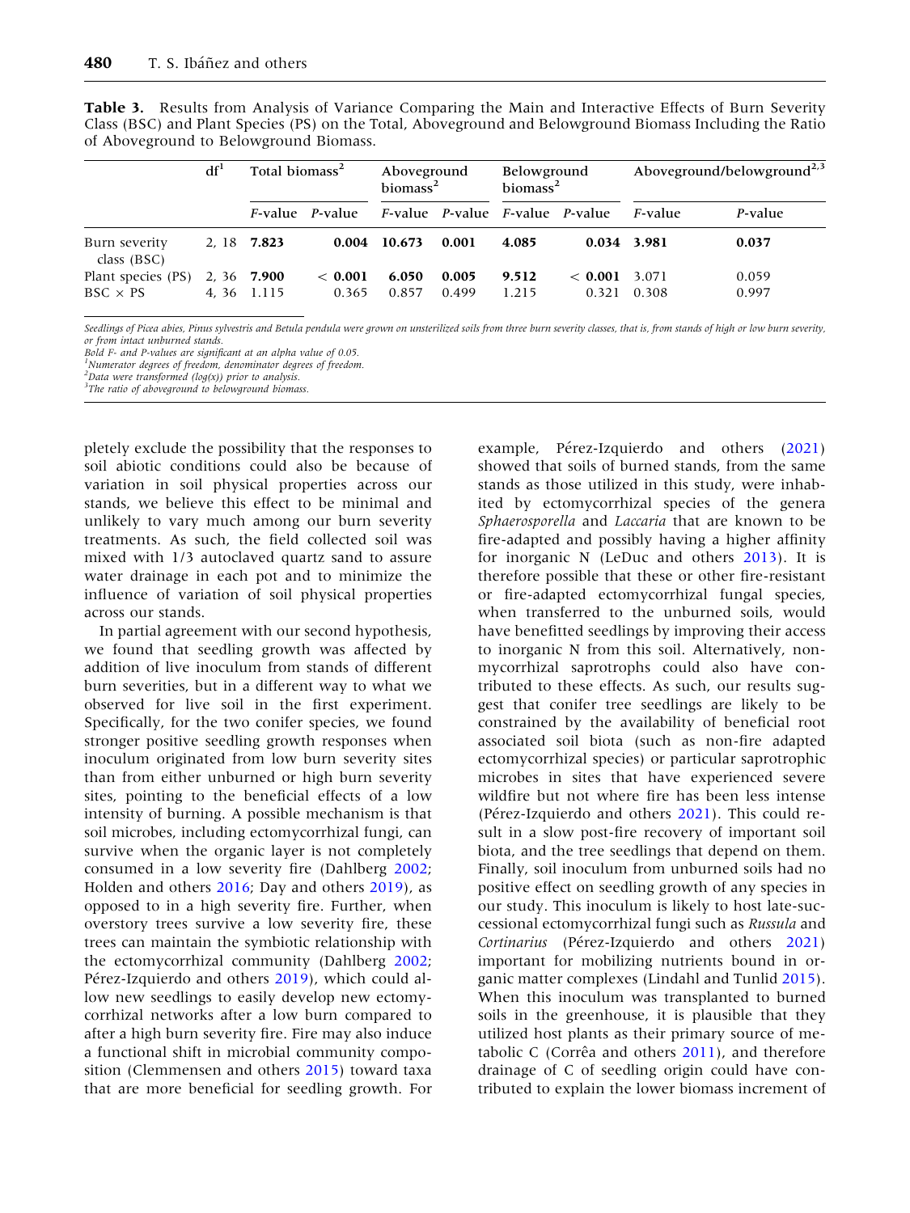**Table 3.** Results from Analysis of Variance Comparing the Main and Interactive Effects of Burn Severity Class (BSC) and Plant Species (PS) on the Total, Aboveground and Belowground Biomass Including the Ratio of Aboveground to Belowground Biomass.

| | df[1] | Total biomass[2] | | Aboveground biomass[2] | | Belowground biomass[2] | | Aboveground/belowground[2,3] | |
|---|---|---|---|---|---|---|---|---|---|
| | | *F*-value | *P*-value | *F*-value | *P*-value | *F*-value | *P*-value | *F*-value | *P*-value |
| Burn severity class (BSC) | 2, 18 | **7.823** | **0.004** | **10.673** | **0.001** | **4.085** | **0.034** | **3.981** | **0.037** |
| Plant species (PS) | 2, 36 | **7.900** | **< 0.001** | **6.050** | **0.005** | **9.512** | **< 0.001** | 3.071 | 0.059 |
| BSC × PS | 4, 36 | 1.115 | 0.365 | 0.857 | 0.499 | 1.215 | 0.321 | 0.308 | 0.997 |

*Seedlings of Picea abies, Pinus sylvestris and Betula pendula were grown on unsterilized soils from three burn severity classes, that is, from stands of high or low burn severity, or from intact unburned stands.*
*Bold F- and P-values are significant at an alpha value of 0.05.*
[1]*Numerator degrees of freedom, denominator degrees of freedom.*
[2]*Data were transformed (log(x)) prior to analysis.*
[3]*The ratio of aboveground to belowground biomass.*

pletely exclude the possibility that the responses to soil abiotic conditions could also be because of variation in soil physical properties across our stands, we believe this effect to be minimal and unlikely to vary much among our burn severity treatments. As such, the field collected soil was mixed with 1/3 autoclaved quartz sand to assure water drainage in each pot and to minimize the influence of variation of soil physical properties across our stands.

In partial agreement with our second hypothesis, we found that seedling growth was affected by addition of live inoculum from stands of different burn severities, but in a different way to what we observed for live soil in the first experiment. Specifically, for the two conifer species, we found stronger positive seedling growth responses when inoculum originated from low burn severity sites than from either unburned or high burn severity sites, pointing to the beneficial effects of a low intensity of burning. A possible mechanism is that soil microbes, including ectomycorrhizal fungi, can survive when the organic layer is not completely consumed in a low severity fire (Dahlberg 2002; Holden and others 2016; Day and others 2019), as opposed to in a high severity fire. Further, when overstory trees survive a low severity fire, these trees can maintain the symbiotic relationship with the ectomycorrhizal community (Dahlberg 2002; Pérez-Izquierdo and others 2019), which could allow new seedlings to easily develop new ectomycorrhizal networks after a low burn compared to after a high burn severity fire. Fire may also induce a functional shift in microbial community composition (Clemmensen and others 2015) toward taxa that are more beneficial for seedling growth. For example, Pérez-Izquierdo and others (2021) showed that soils of burned stands, from the same stands as those utilized in this study, were inhabited by ectomycorrhizal species of the genera *Sphaerosporella* and *Laccaria* that are known to be fire-adapted and possibly having a higher affinity for inorganic N (LeDuc and others 2013). It is therefore possible that these or other fire-resistant or fire-adapted ectomycorrhizal fungal species, when transferred to the unburned soils, would have benefitted seedlings by improving their access to inorganic N from this soil. Alternatively, non-mycorrhizal saprotrophs could also have contributed to these effects. As such, our results suggest that conifer tree seedlings are likely to be constrained by the availability of beneficial root associated soil biota (such as non-fire adapted ectomycorrhizal species) or particular saprotrophic microbes in sites that have experienced severe wildfire but not where fire has been less intense (Pérez-Izquierdo and others 2021). This could result in a slow post-fire recovery of important soil biota, and the tree seedlings that depend on them. Finally, soil inoculum from unburned soils had no positive effect on seedling growth of any species in our study. This inoculum is likely to host late-successional ectomycorrhizal fungi such as *Russula* and *Cortinarius* (Pérez-Izquierdo and others 2021) important for mobilizing nutrients bound in organic matter complexes (Lindahl and Tunlid 2015). When this inoculum was transplanted to burned soils in the greenhouse, it is plausible that they utilized host plants as their primary source of metabolic C (Corrêa and others 2011), and therefore drainage of C of seedling origin could have contributed to explain the lower biomass increment of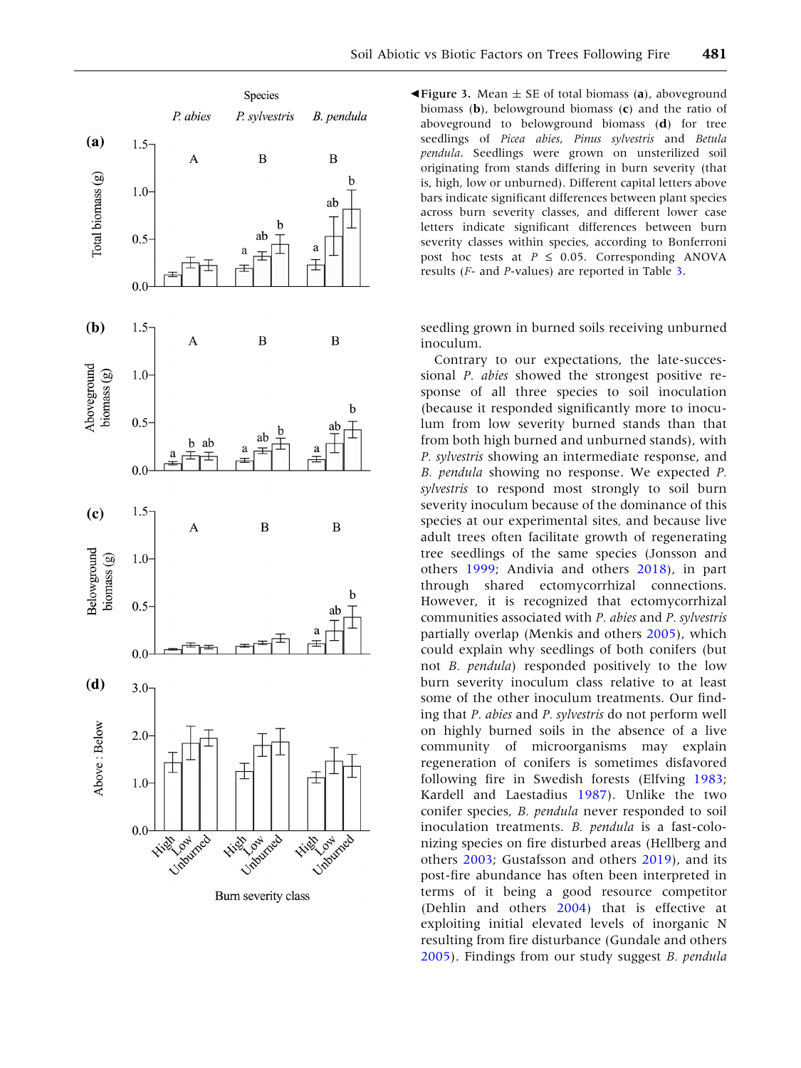**Figure 3.** Mean ± SE of total biomass (**a**), aboveground biomass (**b**), belowground biomass (**c**) and the ratio of aboveground to belowground biomass (**d**) for tree seedlings of *Picea abies*, *Pinus sylvestris* and *Betula pendula*. Seedlings were grown on unsterilized soil originating from stands differing in burn severity (that is, high, low or unburned). Different capital letters above bars indicate significant differences between plant species across burn severity classes, and different lower case letters indicate significant differences between burn severity classes within species, according to Bonferroni post hoc tests at $P \leq 0.05$. Corresponding ANOVA results (*F*- and *P*-values) are reported in Table 3.

seedling grown in burned soils receiving unburned inoculum.

Contrary to our expectations, the late-successional *P. abies* showed the strongest positive response of all three species to soil inoculation (because it responded significantly more to inoculum from low severity burned stands than that from both high burned and unburned stands), with *P. sylvestris* showing an intermediate response, and *B. pendula* showing no response. We expected *P. sylvestris* to respond most strongly to soil burn severity inoculum because of the dominance of this species at our experimental sites, and because live adult trees often facilitate growth of regenerating tree seedlings of the same species (Jonsson and others 1999; Andivia and others 2018), in part through shared ectomycorrhizal connections. However, it is recognized that ectomycorrhizal communities associated with *P. abies* and *P. sylvestris* partially overlap (Menkis and others 2005), which could explain why seedlings of both conifers (but not *B. pendula*) responded positively to the low burn severity inoculum class relative to at least some of the other inoculum treatments. Our finding that *P. abies* and *P. sylvestris* do not perform well on highly burned soils in the absence of a live community of microorganisms may explain regeneration of conifers is sometimes disfavored following fire in Swedish forests (Elfving 1983; Kardell and Laestadius 1987). Unlike the two conifer species, *B. pendula* never responded to soil inoculation treatments. *B. pendula* is a fast-colonizing species on fire disturbed areas (Hellberg and others 2003; Gustafsson and others 2019), and its post-fire abundance has often been interpreted in terms of it being a good resource competitor (Dehlin and others 2004) that is effective at exploiting initial elevated levels of inorganic N resulting from fire disturbance (Gundale and others 2005). Findings from our study suggest *B. pendula*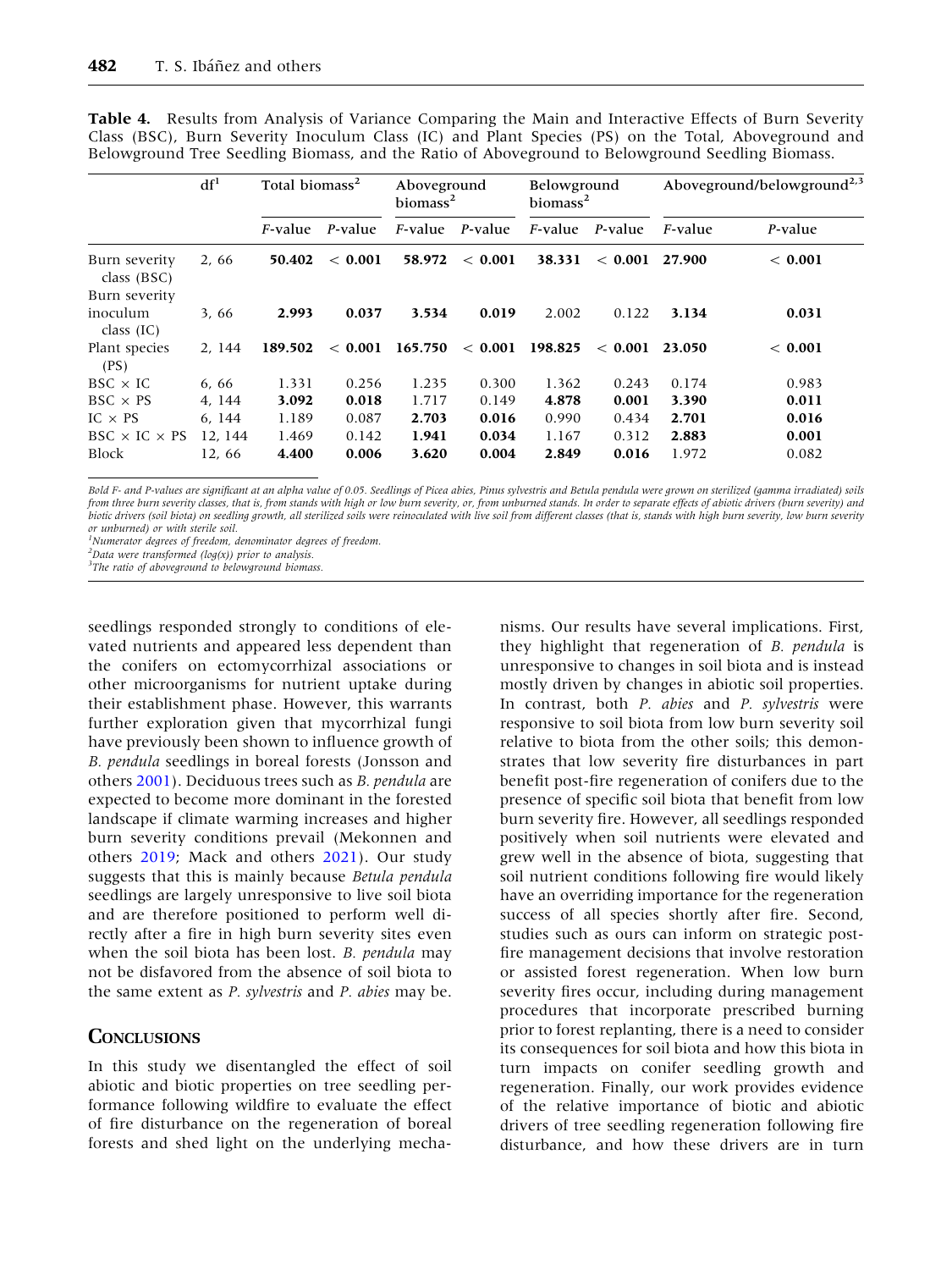**Table 4.** Results from Analysis of Variance Comparing the Main and Interactive Effects of Burn Severity Class (BSC), Burn Severity Inoculum Class (IC) and Plant Species (PS) on the Total, Aboveground and Belowground Tree Seedling Biomass, and the Ratio of Aboveground to Belowground Seedling Biomass.

| | df[1] | Total biomass[2] | | Aboveground biomass[2] | | Belowground biomass[2] | | Aboveground/belowground[2,3] | |
|---|---|---|---|---|---|---|---|---|---|
| | | *F*-value | *P*-value | *F*-value | *P*-value | *F*-value | *P*-value | *F*-value | *P*-value |
| Burn severity class (BSC) | 2, 66 | **50.402** | **< 0.001** | **58.972** | **< 0.001** | **38.331** | **< 0.001** | **27.900** | **< 0.001** |
| Burn severity inoculum class (IC) | 3, 66 | **2.993** | **0.037** | **3.534** | **0.019** | 2.002 | 0.122 | **3.134** | **0.031** |
| Plant species (PS) | 2, 144 | **189.502** | **< 0.001** | **165.750** | **< 0.001** | **198.825** | **< 0.001** | **23.050** | **< 0.001** |
| BSC × IC | 6, 66 | 1.331 | 0.256 | 1.235 | 0.300 | 1.362 | 0.243 | 0.174 | 0.983 |
| BSC × PS | 4, 144 | **3.092** | **0.018** | 1.717 | 0.149 | **4.878** | **0.001** | **3.390** | **0.011** |
| IC × PS | 6, 144 | 1.189 | 0.087 | **2.703** | **0.016** | 0.990 | 0.434 | **2.701** | **0.016** |
| BSC × IC × PS | 12, 144 | 1.469 | 0.142 | **1.941** | **0.034** | 1.167 | 0.312 | **2.883** | **0.001** |
| Block | 12, 66 | **4.400** | **0.006** | **3.620** | **0.004** | **2.849** | **0.016** | 1.972 | 0.082 |

*Bold F- and P-values are significant at an alpha value of 0.05. Seedlings of Picea abies, Pinus sylvestris and Betula pendula were grown on sterilized (gamma irradiated) soils from three burn severity classes, that is, from stands with high or low burn severity, or, from unburned stands. In order to separate effects of abiotic drivers (burn severity) and biotic drivers (soil biota) on seedling growth, all sterilized soils were reinoculated with live soil from different classes (that is, stands with high burn severity, low burn severity or unburned) or with sterile soil.*

[1]*Numerator degrees of freedom, denominator degrees of freedom.*

[2]*Data were transformed (log(x)) prior to analysis.*

[3]*The ratio of aboveground to belowground biomass.*

seedlings responded strongly to conditions of elevated nutrients and appeared less dependent than the conifers on ectomycorrhizal associations or other microorganisms for nutrient uptake during their establishment phase. However, this warrants further exploration given that mycorrhizal fungi have previously been shown to influence growth of *B. pendula* seedlings in boreal forests (Jonsson and others 2001). Deciduous trees such as *B. pendula* are expected to become more dominant in the forested landscape if climate warming increases and higher burn severity conditions prevail (Mekonnen and others 2019; Mack and others 2021). Our study suggests that this is mainly because *Betula pendula* seedlings are largely unresponsive to live soil biota and are therefore positioned to perform well directly after a fire in high burn severity sites even when the soil biota has been lost. *B. pendula* may not be disfavored from the absence of soil biota to the same extent as *P. sylvestris* and *P. abies* may be.

## Conclusions

In this study we disentangled the effect of soil abiotic and biotic properties on tree seedling performance following wildfire to evaluate the effect of fire disturbance on the regeneration of boreal forests and shed light on the underlying mechanisms. Our results have several implications. First, they highlight that regeneration of *B. pendula* is unresponsive to changes in soil biota and is instead mostly driven by changes in abiotic soil properties. In contrast, both *P. abies* and *P. sylvestris* were responsive to soil biota from low burn severity soil relative to biota from the other soils; this demonstrates that low severity fire disturbances in part benefit post-fire regeneration of conifers due to the presence of specific soil biota that benefit from low burn severity fire. However, all seedlings responded positively when soil nutrients were elevated and grew well in the absence of biota, suggesting that soil nutrient conditions following fire would likely have an overriding importance for the regeneration success of all species shortly after fire. Second, studies such as ours can inform on strategic post-fire management decisions that involve restoration or assisted forest regeneration. When low burn severity fires occur, including during management procedures that incorporate prescribed burning prior to forest replanting, there is a need to consider its consequences for soil biota and how this biota in turn impacts on conifer seedling growth and regeneration. Finally, our work provides evidence of the relative importance of biotic and abiotic drivers of tree seedling regeneration following fire disturbance, and how these drivers are in turn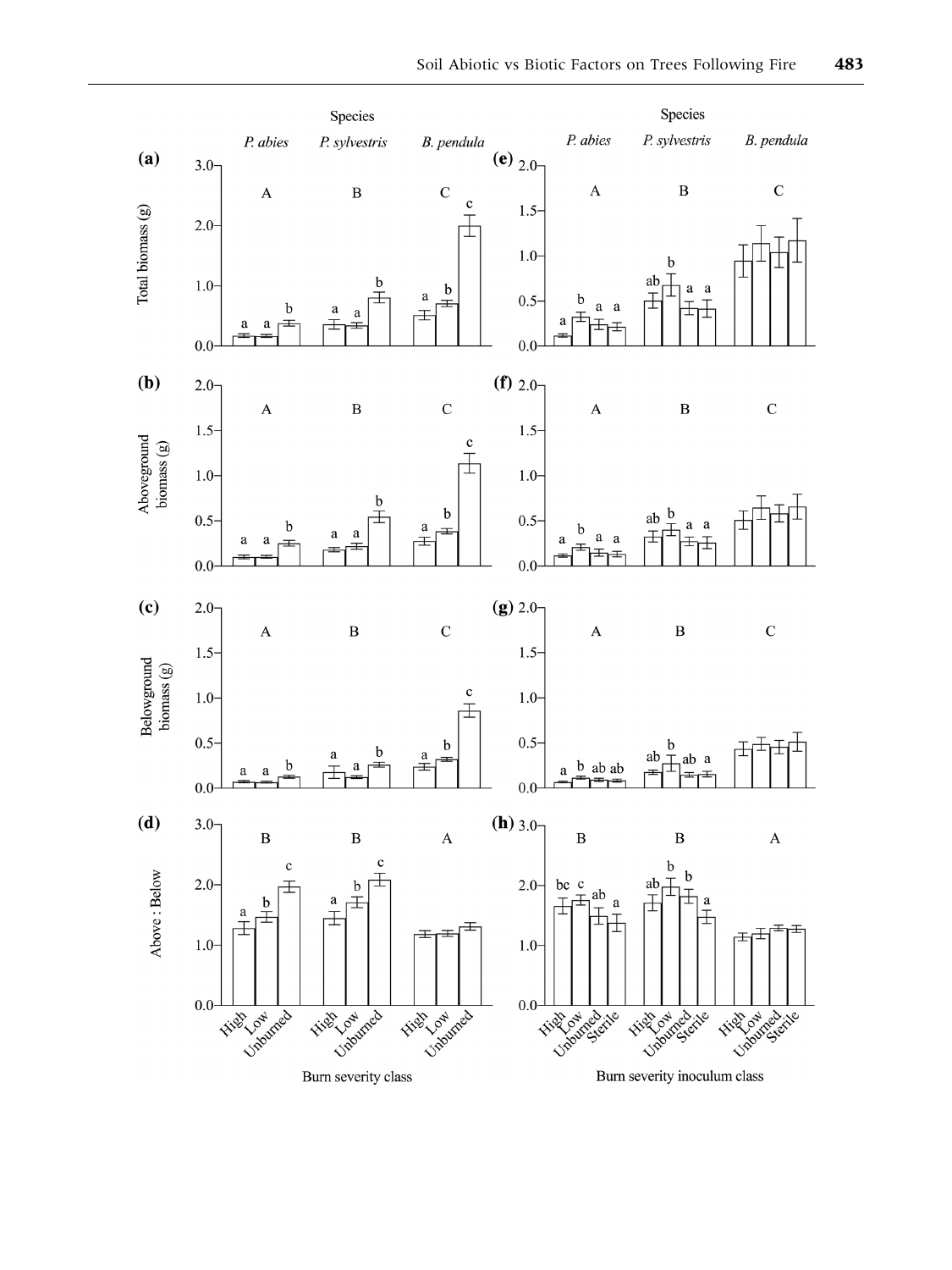**(a)–(d)** Species: *P. abies*, *P. sylvestris*, *B. pendula* — Burn severity class: High, Low, Unburned

**(e)–(h)** Species: *P. abies*, *P. sylvestris*, *B. pendula* — Burn severity inoculum class: High, Low, Unburned, Sterile

(a), (e) Total biomass (g)

(b), (f) Aboveground biomass (g)

(c), (g) Belowground biomass (g)

(d), (h) Above : Below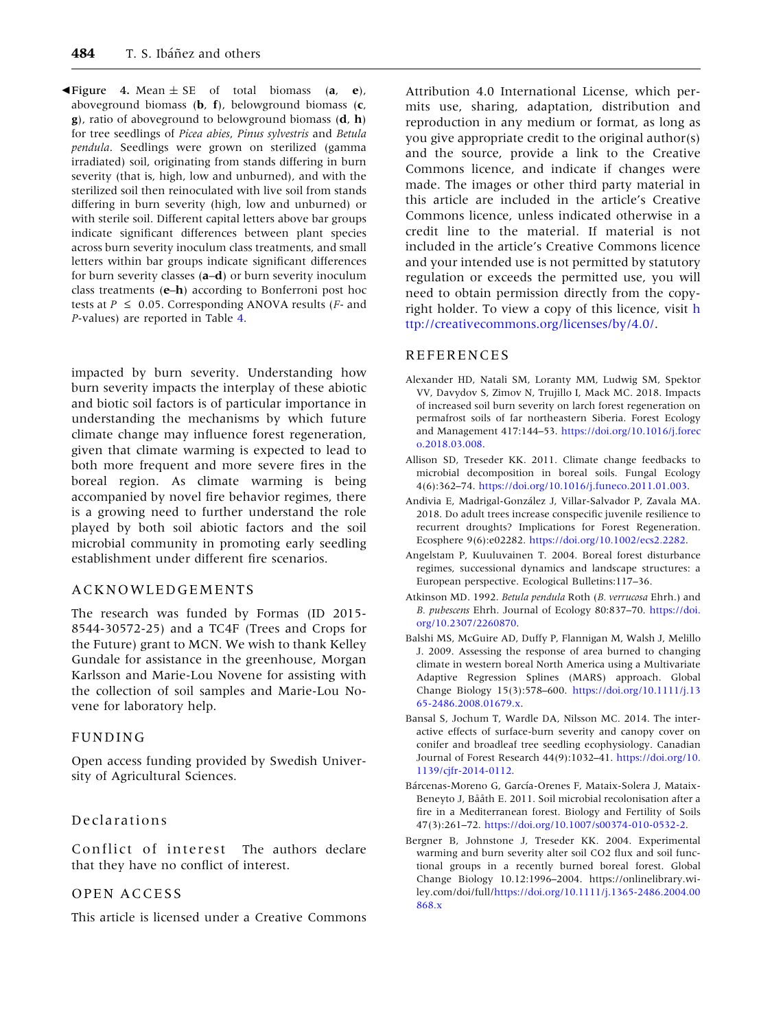◀**Figure 4.** Mean ± SE of total biomass (**a**, **e**), aboveground biomass (**b**, **f**), belowground biomass (**c**, **g**), ratio of aboveground to belowground biomass (**d**, **h**) for tree seedlings of *Picea abies*, *Pinus sylvestris* and *Betula pendula*. Seedlings were grown on sterilized (gamma irradiated) soil, originating from stands differing in burn severity (that is, high, low and unburned), and with the sterilized soil then reinoculated with live soil from stands differing in burn severity (high, low and unburned) or with sterile soil. Different capital letters above bar groups indicate significant differences between plant species across burn severity inoculum class treatments, and small letters within bar groups indicate significant differences for burn severity classes (**a–d**) or burn severity inoculum class treatments (**e–h**) according to Bonferroni post hoc tests at $P \leq 0.05$. Corresponding ANOVA results ($F$- and $P$-values) are reported in Table 4.

impacted by burn severity. Understanding how burn severity impacts the interplay of these abiotic and biotic soil factors is of particular importance in understanding the mechanisms by which future climate change may influence forest regeneration, given that climate warming is expected to lead to both more frequent and more severe fires in the boreal region. As climate warming is being accompanied by novel fire behavior regimes, there is a growing need to further understand the role played by both soil abiotic factors and the soil microbial community in promoting early seedling establishment under different fire scenarios.

## ACKNOWLEDGEMENTS

The research was funded by Formas (ID 2015-8544-30572-25) and a TC4F (Trees and Crops for the Future) grant to MCN. We wish to thank Kelley Gundale for assistance in the greenhouse, Morgan Karlsson and Marie-Lou Novene for assisting with the collection of soil samples and Marie-Lou Novene for laboratory help.

## FUNDING

Open access funding provided by Swedish University of Agricultural Sciences.

## Declarations

**Conflict of interest** The authors declare that they have no conflict of interest.

## OPEN ACCESS

This article is licensed under a Creative Commons Attribution 4.0 International License, which permits use, sharing, adaptation, distribution and reproduction in any medium or format, as long as you give appropriate credit to the original author(s) and the source, provide a link to the Creative Commons licence, and indicate if changes were made. The images or other third party material in this article are included in the article's Creative Commons licence, unless indicated otherwise in a credit line to the material. If material is not included in the article's Creative Commons licence and your intended use is not permitted by statutory regulation or exceeds the permitted use, you will need to obtain permission directly from the copyright holder. To view a copy of this licence, visit http://creativecommons.org/licenses/by/4.0/.

## REFERENCES

Alexander HD, Natali SM, Loranty MM, Ludwig SM, Spektor VV, Davydov S, Zimov N, Trujillo I, Mack MC. 2018. Impacts of increased soil burn severity on larch forest regeneration on permafrost soils of far northeastern Siberia. Forest Ecology and Management 417:144–53. https://doi.org/10.1016/j.foreco.2018.03.008.

Allison SD, Treseder KK. 2011. Climate change feedbacks to microbial decomposition in boreal soils. Fungal Ecology 4(6):362–74. https://doi.org/10.1016/j.funeco.2011.01.003.

Andivia E, Madrigal-González J, Villar-Salvador P, Zavala MA. 2018. Do adult trees increase conspecific juvenile resilience to recurrent droughts? Implications for Forest Regeneration. Ecosphere 9(6):e02282. https://doi.org/10.1002/ecs2.2282.

Angelstam P, Kuuluvainen T. 2004. Boreal forest disturbance regimes, successional dynamics and landscape structures: a European perspective. Ecological Bulletins:117–36.

Atkinson MD. 1992. *Betula pendula* Roth (*B. verrucosa* Ehrh.) and *B. pubescens* Ehrh. Journal of Ecology 80:837–70. https://doi.org/10.2307/2260870.

Balshi MS, McGuire AD, Duffy P, Flannigan M, Walsh J, Melillo J. 2009. Assessing the response of area burned to changing climate in western boreal North America using a Multivariate Adaptive Regression Splines (MARS) approach. Global Change Biology 15(3):578–600. https://doi.org/10.1111/j.1365-2486.2008.01679.x.

Bansal S, Jochum T, Wardle DA, Nilsson MC. 2014. The interactive effects of surface-burn severity and canopy cover on conifer and broadleaf tree seedling ecophysiology. Canadian Journal of Forest Research 44(9):1032–41. https://doi.org/10.1139/cjfr-2014-0112.

Bárcenas-Moreno G, García-Orenes F, Mataix-Solera J, Mataix-Beneyto J, Bååth E. 2011. Soil microbial recolonisation after a fire in a Mediterranean forest. Biology and Fertility of Soils 47(3):261–72. https://doi.org/10.1007/s00374-010-0532-2.

Bergner B, Johnstone J, Treseder KK. 2004. Experimental warming and burn severity alter soil CO2 flux and soil functional groups in a recently burned boreal forest. Global Change Biology 10.12:1996–2004. https://onlinelibrary.wiley.com/doi/full/https://doi.org/10.1111/j.1365-2486.2004.00868.x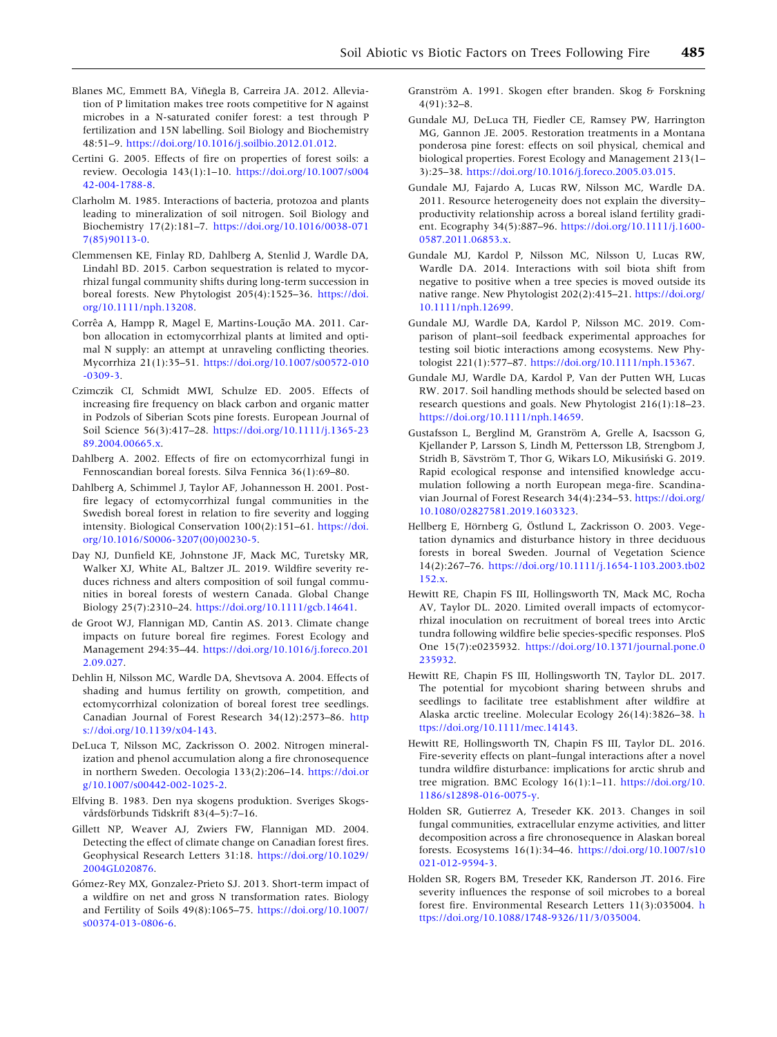Blanes MC, Emmett BA, Viñegla B, Carreira JA. 2012. Alleviation of P limitation makes tree roots competitive for N against microbes in a N-saturated conifer forest: a test through P fertilization and 15N labelling. Soil Biology and Biochemistry 48:51–9. https://doi.org/10.1016/j.soilbio.2012.01.012.

Certini G. 2005. Effects of fire on properties of forest soils: a review. Oecologia 143(1):1–10. https://doi.org/10.1007/s00442-004-1788-8.

Clarholm M. 1985. Interactions of bacteria, protozoa and plants leading to mineralization of soil nitrogen. Soil Biology and Biochemistry 17(2):181–7. https://doi.org/10.1016/0038-0717(85)90113-0.

Clemmensen KE, Finlay RD, Dahlberg A, Stenlid J, Wardle DA, Lindahl BD. 2015. Carbon sequestration is related to mycorrhizal fungal community shifts during long-term succession in boreal forests. New Phytologist 205(4):1525–36. https://doi.org/10.1111/nph.13208.

Corrêa A, Hampp R, Magel E, Martins-Loução MA. 2011. Carbon allocation in ectomycorrhizal plants at limited and optimal N supply: an attempt at unraveling conflicting theories. Mycorrhiza 21(1):35–51. https://doi.org/10.1007/s00572-010-0309-3.

Czimczik CI, Schmidt MWI, Schulze ED. 2005. Effects of increasing fire frequency on black carbon and organic matter in Podzols of Siberian Scots pine forests. European Journal of Soil Science 56(3):417–28. https://doi.org/10.1111/j.1365-2389.2004.00665.x.

Dahlberg A. 2002. Effects of fire on ectomycorrhizal fungi in Fennoscandian boreal forests. Silva Fennica 36(1):69–80.

Dahlberg A, Schimmel J, Taylor AF, Johannesson H. 2001. Post-fire legacy of ectomycorrhizal fungal communities in the Swedish boreal forest in relation to fire severity and logging intensity. Biological Conservation 100(2):151–61. https://doi.org/10.1016/S0006-3207(00)00230-5.

Day NJ, Dunfield KE, Johnstone JF, Mack MC, Turetsky MR, Walker XJ, White AL, Baltzer JL. 2019. Wildfire severity reduces richness and alters composition of soil fungal communities in boreal forests of western Canada. Global Change Biology 25(7):2310–24. https://doi.org/10.1111/gcb.14641.

de Groot WJ, Flannigan MD, Cantin AS. 2013. Climate change impacts on future boreal fire regimes. Forest Ecology and Management 294:35–44. https://doi.org/10.1016/j.foreco.2012.09.027.

Dehlin H, Nilsson MC, Wardle DA, Shevtsova A. 2004. Effects of shading and humus fertility on growth, competition, and ectomycorrhizal colonization of boreal forest tree seedlings. Canadian Journal of Forest Research 34(12):2573–86. https://doi.org/10.1139/x04-143.

DeLuca T, Nilsson MC, Zackrisson O. 2002. Nitrogen mineralization and phenol accumulation along a fire chronosequence in northern Sweden. Oecologia 133(2):206–14. https://doi.org/10.1007/s00442-002-1025-2.

Elfving B. 1983. Den nya skogens produktion. Sveriges Skogsvårdsförbunds Tidskrift 83(4–5):7–16.

Gillett NP, Weaver AJ, Zwiers FW, Flannigan MD. 2004. Detecting the effect of climate change on Canadian forest fires. Geophysical Research Letters 31:18. https://doi.org/10.1029/2004GL020876.

Gómez-Rey MX, Gonzalez-Prieto SJ. 2013. Short-term impact of a wildfire on net and gross N transformation rates. Biology and Fertility of Soils 49(8):1065–75. https://doi.org/10.1007/s00374-013-0806-6.

Granström A. 1991. Skogen efter branden. Skog & Forskning 4(91):32–8.

Gundale MJ, DeLuca TH, Fiedler CE, Ramsey PW, Harrington MG, Gannon JE. 2005. Restoration treatments in a Montana ponderosa pine forest: effects on soil physical, chemical and biological properties. Forest Ecology and Management 213(1–3):25–38. https://doi.org/10.1016/j.foreco.2005.03.015.

Gundale MJ, Fajardo A, Lucas RW, Nilsson MC, Wardle DA. 2011. Resource heterogeneity does not explain the diversity–productivity relationship across a boreal island fertility gradient. Ecography 34(5):887–96. https://doi.org/10.1111/j.1600-0587.2011.06853.x.

Gundale MJ, Kardol P, Nilsson MC, Nilsson U, Lucas RW, Wardle DA. 2014. Interactions with soil biota shift from negative to positive when a tree species is moved outside its native range. New Phytologist 202(2):415–21. https://doi.org/10.1111/nph.12699.

Gundale MJ, Wardle DA, Kardol P, Nilsson MC. 2019. Comparison of plant–soil feedback experimental approaches for testing soil biotic interactions among ecosystems. New Phytologist 221(1):577–87. https://doi.org/10.1111/nph.15367.

Gundale MJ, Wardle DA, Kardol P, Van der Putten WH, Lucas RW. 2017. Soil handling methods should be selected based on research questions and goals. New Phytologist 216(1):18–23. https://doi.org/10.1111/nph.14659.

Gustafsson L, Berglind M, Granström A, Grelle A, Isacsson G, Kjellander P, Larsson S, Lindh M, Pettersson LB, Strengbom J, Stridh B, Sävström T, Thor G, Wikars LO, Mikusiński G. 2019. Rapid ecological response and intensified knowledge accumulation following a north European mega-fire. Scandinavian Journal of Forest Research 34(4):234–53. https://doi.org/10.1080/02827581.2019.1603323.

Hellberg E, Hörnberg G, Östlund L, Zackrisson O. 2003. Vegetation dynamics and disturbance history in three deciduous forests in boreal Sweden. Journal of Vegetation Science 14(2):267–76. https://doi.org/10.1111/j.1654-1103.2003.tb02152.x.

Hewitt RE, Chapin FS III, Hollingsworth TN, Mack MC, Rocha AV, Taylor DL. 2020. Limited overall impacts of ectomycorrhizal inoculation on recruitment of boreal trees into Arctic tundra following wildfire belie species-specific responses. PloS One 15(7):e0235932. https://doi.org/10.1371/journal.pone.0235932.

Hewitt RE, Chapin FS III, Hollingsworth TN, Taylor DL. 2017. The potential for mycobiont sharing between shrubs and seedlings to facilitate tree establishment after wildfire at Alaska arctic treeline. Molecular Ecology 26(14):3826–38. https://doi.org/10.1111/mec.14143.

Hewitt RE, Hollingsworth TN, Chapin FS III, Taylor DL. 2016. Fire-severity effects on plant–fungal interactions after a novel tundra wildfire disturbance: implications for arctic shrub and tree migration. BMC Ecology 16(1):1–11. https://doi.org/10.1186/s12898-016-0075-y.

Holden SR, Gutierrez A, Treseder KK. 2013. Changes in soil fungal communities, extracellular enzyme activities, and litter decomposition across a fire chronosequence in Alaskan boreal forests. Ecosystems 16(1):34–46. https://doi.org/10.1007/s10021-012-9594-3.

Holden SR, Rogers BM, Treseder KK, Randerson JT. 2016. Fire severity influences the response of soil microbes to a boreal forest fire. Environmental Research Letters 11(3):035004. https://doi.org/10.1088/1748-9326/11/3/035004.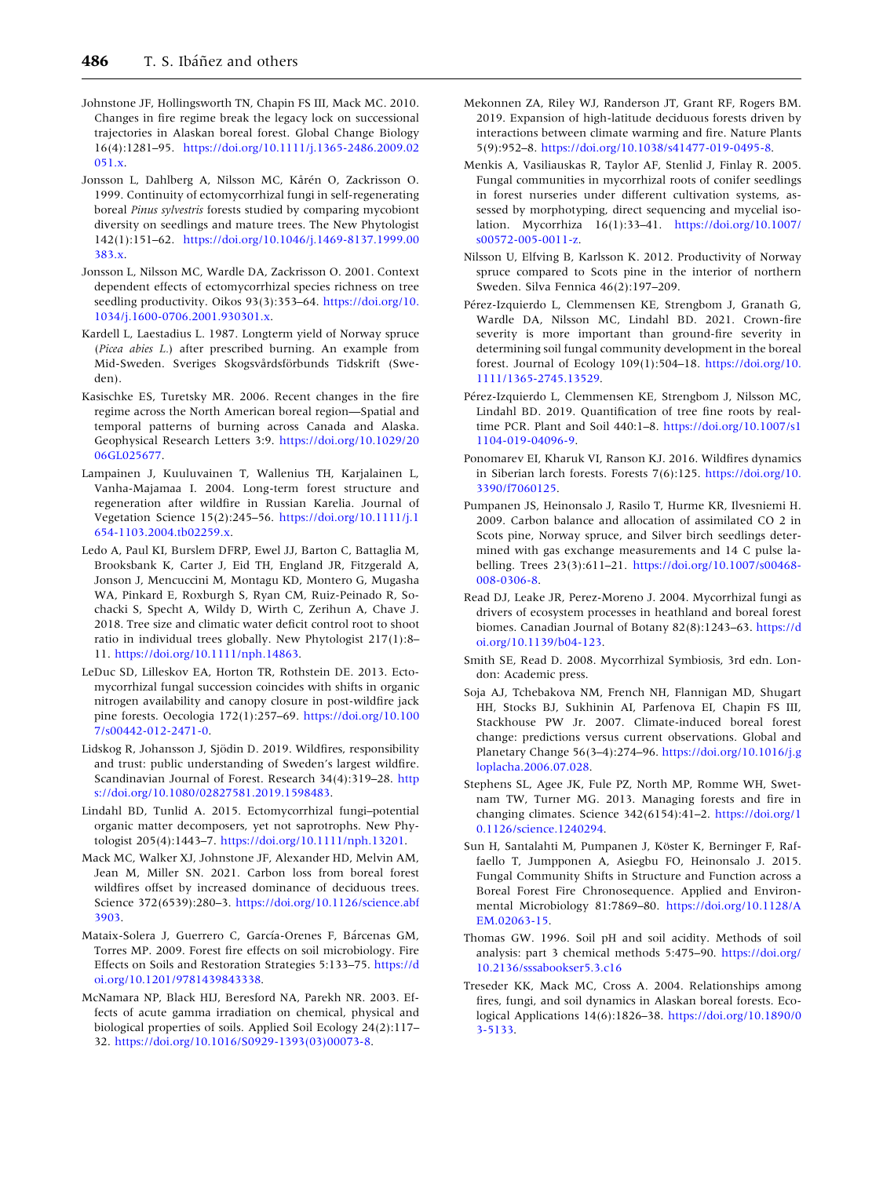Johnstone JF, Hollingsworth TN, Chapin FS III, Mack MC. 2010. Changes in fire regime break the legacy lock on successional trajectories in Alaskan boreal forest. Global Change Biology 16(4):1281–95. https://doi.org/10.1111/j.1365-2486.2009.02051.x.

Jonsson L, Dahlberg A, Nilsson MC, Kårén O, Zackrisson O. 1999. Continuity of ectomycorrhizal fungi in self-regenerating boreal *Pinus sylvestris* forests studied by comparing mycobiont diversity on seedlings and mature trees. The New Phytologist 142(1):151–62. https://doi.org/10.1046/j.1469-8137.1999.00383.x.

Jonsson L, Nilsson MC, Wardle DA, Zackrisson O. 2001. Context dependent effects of ectomycorrhizal species richness on tree seedling productivity. Oikos 93(3):353–64. https://doi.org/10.1034/j.1600-0706.2001.930301.x.

Kardell L, Laestadius L. 1987. Longterm yield of Norway spruce (*Picea abies L.*) after prescribed burning. An example from Mid-Sweden. Sveriges Skogsvårdsförbunds Tidskrift (Sweden).

Kasischke ES, Turetsky MR. 2006. Recent changes in the fire regime across the North American boreal region—Spatial and temporal patterns of burning across Canada and Alaska. Geophysical Research Letters 3:9. https://doi.org/10.1029/2006GL025677.

Lampainen J, Kuuluvainen T, Wallenius TH, Karjalainen L, Vanha-Majamaa I. 2004. Long-term forest structure and regeneration after wildfire in Russian Karelia. Journal of Vegetation Science 15(2):245–56. https://doi.org/10.1111/j.1654-1103.2004.tb02259.x.

Ledo A, Paul KI, Burslem DFRP, Ewel JJ, Barton C, Battaglia M, Brooksbank K, Carter J, Eid TH, England JR, Fitzgerald A, Jonson J, Mencuccini M, Montagu KD, Montero G, Mugasha WA, Pinkard E, Roxburgh S, Ryan CM, Ruiz-Peinado R, Sochacki S, Specht A, Wildy D, Wirth C, Zerihun A, Chave J. 2018. Tree size and climatic water deficit control root to shoot ratio in individual trees globally. New Phytologist 217(1):8–11. https://doi.org/10.1111/nph.14863.

LeDuc SD, Lilleskov EA, Horton TR, Rothstein DE. 2013. Ectomycorrhizal fungal succession coincides with shifts in organic nitrogen availability and canopy closure in post-wildfire jack pine forests. Oecologia 172(1):257–69. https://doi.org/10.1007/s00442-012-2471-0.

Lidskog R, Johansson J, Sjödin D. 2019. Wildfires, responsibility and trust: public understanding of Sweden's largest wildfire. Scandinavian Journal of Forest. Research 34(4):319–28. https://doi.org/10.1080/02827581.2019.1598483.

Lindahl BD, Tunlid A. 2015. Ectomycorrhizal fungi–potential organic matter decomposers, yet not saprotrophs. New Phytologist 205(4):1443–7. https://doi.org/10.1111/nph.13201.

Mack MC, Walker XJ, Johnstone JF, Alexander HD, Melvin AM, Jean M, Miller SN. 2021. Carbon loss from boreal forest wildfires offset by increased dominance of deciduous trees. Science 372(6539):280–3. https://doi.org/10.1126/science.abf3903.

Mataix-Solera J, Guerrero C, García-Orenes F, Bárcenas GM, Torres MP. 2009. Forest fire effects on soil microbiology. Fire Effects on Soils and Restoration Strategies 5:133–75. https://doi.org/10.1201/9781439843338.

McNamara NP, Black HIJ, Beresford NA, Parekh NR. 2003. Effects of acute gamma irradiation on chemical, physical and biological properties of soils. Applied Soil Ecology 24(2):117–32. https://doi.org/10.1016/S0929-1393(03)00073-8.

Mekonnen ZA, Riley WJ, Randerson JT, Grant RF, Rogers BM. 2019. Expansion of high-latitude deciduous forests driven by interactions between climate warming and fire. Nature Plants 5(9):952–8. https://doi.org/10.1038/s41477-019-0495-8.

Menkis A, Vasiliauskas R, Taylor AF, Stenlid J, Finlay R. 2005. Fungal communities in mycorrhizal roots of conifer seedlings in forest nurseries under different cultivation systems, assessed by morphotyping, direct sequencing and mycelial isolation. Mycorrhiza 16(1):33–41. https://doi.org/10.1007/s00572-005-0011-z.

Nilsson U, Elfving B, Karlsson K. 2012. Productivity of Norway spruce compared to Scots pine in the interior of northern Sweden. Silva Fennica 46(2):197–209.

Pérez-Izquierdo L, Clemmensen KE, Strengbom J, Granath G, Wardle DA, Nilsson MC, Lindahl BD. 2021. Crown-fire severity is more important than ground-fire severity in determining soil fungal community development in the boreal forest. Journal of Ecology 109(1):504–18. https://doi.org/10.1111/1365-2745.13529.

Pérez-Izquierdo L, Clemmensen KE, Strengbom J, Nilsson MC, Lindahl BD. 2019. Quantification of tree fine roots by real-time PCR. Plant and Soil 440:1–8. https://doi.org/10.1007/s11104-019-04096-9.

Ponomarev EI, Kharuk VI, Ranson KJ. 2016. Wildfires dynamics in Siberian larch forests. Forests 7(6):125. https://doi.org/10.3390/f7060125.

Pumpanen JS, Heinonsalo J, Rasilo T, Hurme KR, Ilvesniemi H. 2009. Carbon balance and allocation of assimilated CO 2 in Scots pine, Norway spruce, and Silver birch seedlings determined with gas exchange measurements and 14 C pulse labelling. Trees 23(3):611–21. https://doi.org/10.1007/s00468-008-0306-8.

Read DJ, Leake JR, Perez-Moreno J. 2004. Mycorrhizal fungi as drivers of ecosystem processes in heathland and boreal forest biomes. Canadian Journal of Botany 82(8):1243–63. https://doi.org/10.1139/b04-123.

Smith SE, Read D. 2008. Mycorrhizal Symbiosis, 3rd edn. London: Academic press.

Soja AJ, Tchebakova NM, French NH, Flannigan MD, Shugart HH, Stocks BJ, Sukhinin AI, Parfenova EI, Chapin FS III, Stackhouse PW Jr. 2007. Climate-induced boreal forest change: predictions versus current observations. Global and Planetary Change 56(3–4):274–96. https://doi.org/10.1016/j.gloplacha.2006.07.028.

Stephens SL, Agee JK, Fule PZ, North MP, Romme WH, Swetnam TW, Turner MG. 2013. Managing forests and fire in changing climates. Science 342(6154):41–2. https://doi.org/10.1126/science.1240294.

Sun H, Santalahti M, Pumpanen J, Köster K, Berninger F, Raffaello T, Jumpponen A, Asiegbu FO, Heinonsalo J. 2015. Fungal Community Shifts in Structure and Function across a Boreal Forest Fire Chronosequence. Applied and Environmental Microbiology 81:7869–80. https://doi.org/10.1128/AEM.02063-15.

Thomas GW. 1996. Soil pH and soil acidity. Methods of soil analysis: part 3 chemical methods 5:475–90. https://doi.org/10.2136/sssabookser5.3.c16

Treseder KK, Mack MC, Cross A. 2004. Relationships among fires, fungi, and soil dynamics in Alaskan boreal forests. Ecological Applications 14(6):1826–38. https://doi.org/10.1890/03-5133.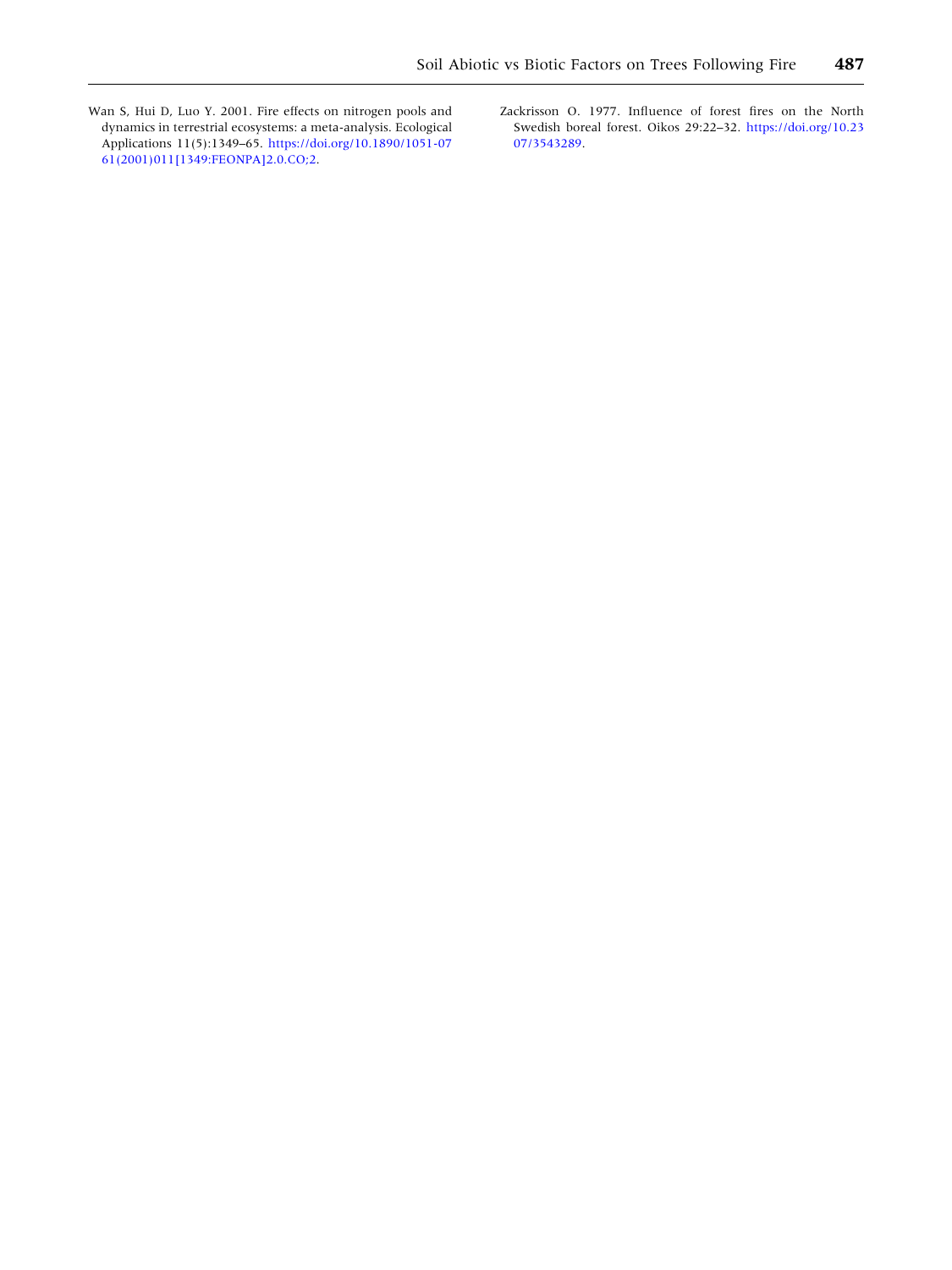Wan S, Hui D, Luo Y. 2001. Fire effects on nitrogen pools and dynamics in terrestrial ecosystems: a meta-analysis. Ecological Applications 11(5):1349–65. https://doi.org/10.1890/1051-0761(2001)011[1349:FEONPA]2.0.CO;2.

Zackrisson O. 1977. Influence of forest fires on the North Swedish boreal forest. Oikos 29:22–32. https://doi.org/10.2307/3543289.